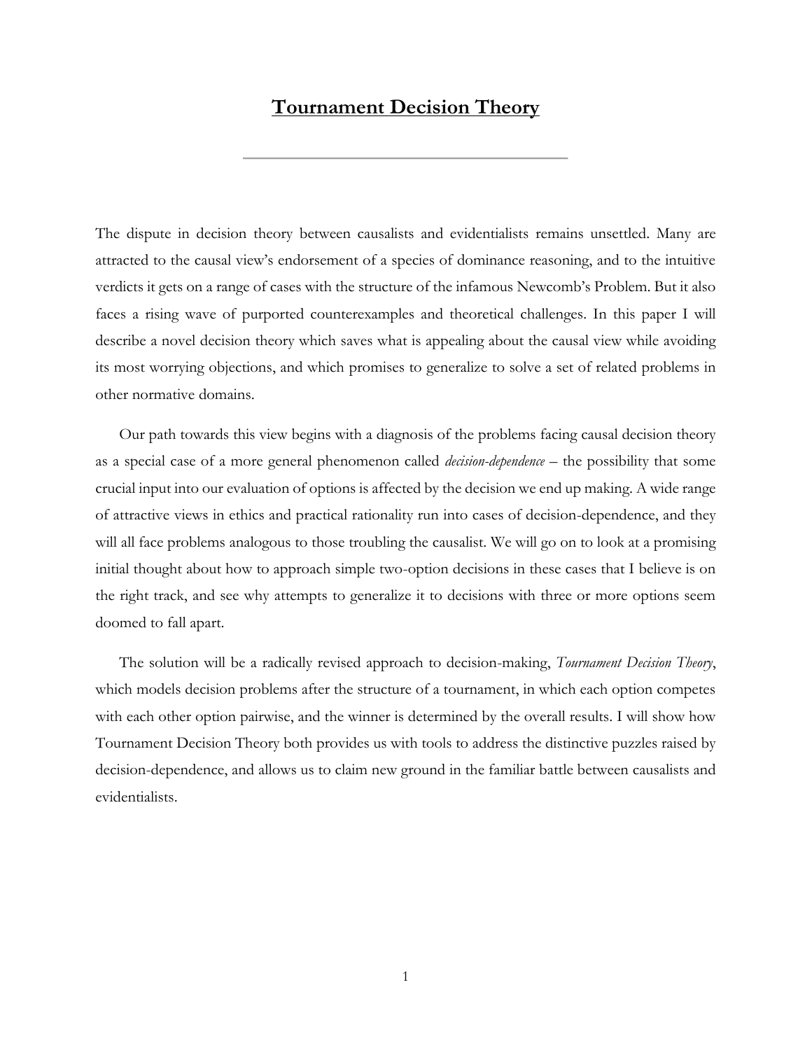# Tournament Decision Theory

The dispute in decision theory between causalists and evidentialists remains unsettled. Many are attracted to the causal view's endorsement of a species of dominance reasoning, and to the intuitive verdicts it gets on a range of cases with the structure of the infamous Newcomb's Problem. But it also faces a rising wave of purported counterexamples and theoretical challenges. In this paper I will describe a novel decision theory which saves what is appealing about the causal view while avoiding its most worrying objections, and which promises to generalize to solve a set of related problems in other normative domains.

Our path towards this view begins with a diagnosis of the problems facing causal decision theory as a special case of a more general phenomenon called *decision-dependence* – the possibility that some crucial input into our evaluation of options is affected by the decision we end up making. A wide range of attractive views in ethics and practical rationality run into cases of decision-dependence, and they will all face problems analogous to those troubling the causalist. We will go on to look at a promising initial thought about how to approach simple two-option decisions in these cases that I believe is on the right track, and see why attempts to generalize it to decisions with three or more options seem doomed to fall apart.

The solution will be a radically revised approach to decision-making, *Tournament Decision Theory*, which models decision problems after the structure of a tournament, in which each option competes with each other option pairwise, and the winner is determined by the overall results. I will show how Tournament Decision Theory both provides us with tools to address the distinctive puzzles raised by decision-dependence, and allows us to claim new ground in the familiar battle between causalists and evidentialists.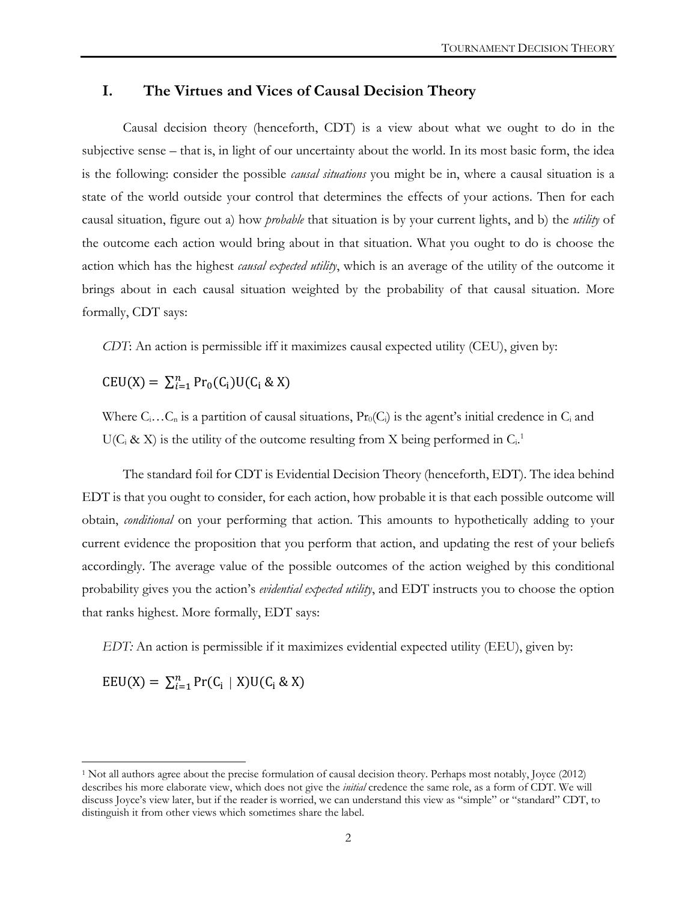## I. The Virtues and Vices of Causal Decision Theory

Causal decision theory (henceforth, CDT) is a view about what we ought to do in the subjective sense – that is, in light of our uncertainty about the world. In its most basic form, the idea is the following: consider the possible *causal situations* you might be in, where a causal situation is a state of the world outside your control that determines the effects of your actions. Then for each causal situation, figure out a) how *probable* that situation is by your current lights, and b) the *utility* of the outcome each action would bring about in that situation. What you ought to do is choose the action which has the highest *causal expected utility*, which is an average of the utility of the outcome it brings about in each causal situation weighted by the probability of that causal situation. More formally, CDT says:

*CDT*: An action is permissible iff it maximizes causal expected utility (CEU), given by:

$$\mathrm{CEU}(\mathrm{X}) = \sum_{i=1}^{n} \Pr_0(\mathrm{C_i})\mathrm{U}(\mathrm{C_i}\ \&\ \mathrm{X})$$

Where $C_i \ldots C_n$ is a partition of causal situations, $\Pr_0(C_i)$ is the agent's initial credence in $C_i$ and $U(C_i\ \&\ X)$ is the utility of the outcome resulting from X being performed in $C_i$.[1]

The standard foil for CDT is Evidential Decision Theory (henceforth, EDT). The idea behind EDT is that you ought to consider, for each action, how probable it is that each possible outcome will obtain, *conditional* on your performing that action. This amounts to hypothetically adding to your current evidence the proposition that you perform that action, and updating the rest of your beliefs accordingly. The average value of the possible outcomes of the action weighed by this conditional probability gives you the action's *evidential expected utility*, and EDT instructs you to choose the option that ranks highest. More formally, EDT says:

*EDT:* An action is permissible if it maximizes evidential expected utility (EEU), given by:

$$\mathrm{EEU}(\mathrm{X}) = \sum_{i=1}^{n} \Pr(\mathrm{C_i} \mid \mathrm{X})\mathrm{U}(\mathrm{C_i}\ \&\ \mathrm{X})$$

---

[1] Not all authors agree about the precise formulation of causal decision theory. Perhaps most notably, Joyce (2012) describes his more elaborate view, which does not give the *initial* credence the same role, as a form of CDT. We will discuss Joyce's view later, but if the reader is worried, we can understand this view as "simple" or "standard" CDT, to distinguish it from other views which sometimes share the label.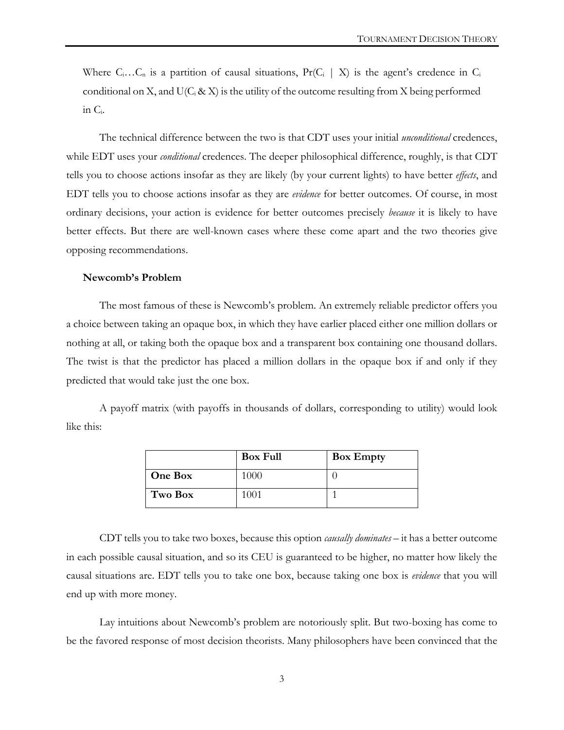Where $C_i \ldots C_n$ is a partition of causal situations, $\Pr(C_i \mid X)$ is the agent's credence in $C_i$ conditional on X, and $U(C_i \& X)$ is the utility of the outcome resulting from X being performed in $C_i$.

The technical difference between the two is that CDT uses your initial *unconditional* credences, while EDT uses your *conditional* credences. The deeper philosophical difference, roughly, is that CDT tells you to choose actions insofar as they are likely (by your current lights) to have better *effects*, and EDT tells you to choose actions insofar as they are *evidence* for better outcomes. Of course, in most ordinary decisions, your action is evidence for better outcomes precisely *because* it is likely to have better effects. But there are well-known cases where these come apart and the two theories give opposing recommendations.

**Newcomb's Problem**

The most famous of these is Newcomb's problem. An extremely reliable predictor offers you a choice between taking an opaque box, in which they have earlier placed either one million dollars or nothing at all, or taking both the opaque box and a transparent box containing one thousand dollars. The twist is that the predictor has placed a million dollars in the opaque box if and only if they predicted that would take just the one box.

A payoff matrix (with payoffs in thousands of dollars, corresponding to utility) would look like this:

| | **Box Full** | **Box Empty** |
|---|---|---|
| **One Box** | 1000 | 0 |
| **Two Box** | 1001 | 1 |

CDT tells you to take two boxes, because this option *causally dominates* – it has a better outcome in each possible causal situation, and so its CEU is guaranteed to be higher, no matter how likely the causal situations are. EDT tells you to take one box, because taking one box is *evidence* that you will end up with more money.

Lay intuitions about Newcomb's problem are notoriously split. But two-boxing has come to be the favored response of most decision theorists. Many philosophers have been convinced that the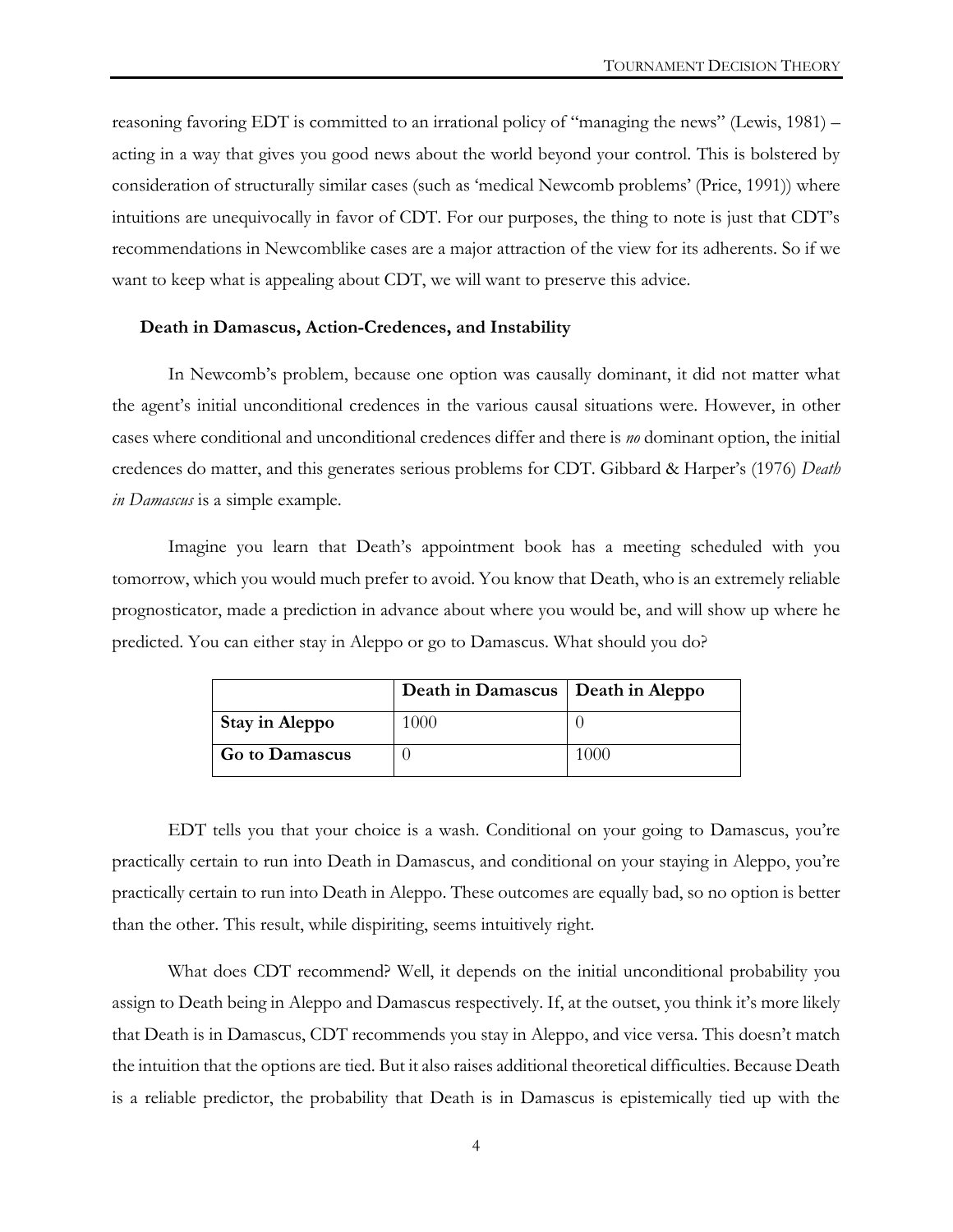reasoning favoring EDT is committed to an irrational policy of "managing the news" (Lewis, 1981) – acting in a way that gives you good news about the world beyond your control. This is bolstered by consideration of structurally similar cases (such as 'medical Newcomb problems' (Price, 1991)) where intuitions are unequivocally in favor of CDT. For our purposes, the thing to note is just that CDT's recommendations in Newcomblike cases are a major attraction of the view for its adherents. So if we want to keep what is appealing about CDT, we will want to preserve this advice.

### Death in Damascus, Action-Credences, and Instability

In Newcomb's problem, because one option was causally dominant, it did not matter what the agent's initial unconditional credences in the various causal situations were. However, in other cases where conditional and unconditional credences differ and there is *no* dominant option, the initial credences do matter, and this generates serious problems for CDT. Gibbard & Harper's (1976) *Death in Damascus* is a simple example.

Imagine you learn that Death's appointment book has a meeting scheduled with you tomorrow, which you would much prefer to avoid. You know that Death, who is an extremely reliable prognosticator, made a prediction in advance about where you would be, and will show up where he predicted. You can either stay in Aleppo or go to Damascus. What should you do?

| | **Death in Damascus** | **Death in Aleppo** |
|---|---|---|
| **Stay in Aleppo** | 1000 | 0 |
| **Go to Damascus** | 0 | 1000 |

EDT tells you that your choice is a wash. Conditional on your going to Damascus, you're practically certain to run into Death in Damascus, and conditional on your staying in Aleppo, you're practically certain to run into Death in Aleppo. These outcomes are equally bad, so no option is better than the other. This result, while dispiriting, seems intuitively right.

What does CDT recommend? Well, it depends on the initial unconditional probability you assign to Death being in Aleppo and Damascus respectively. If, at the outset, you think it's more likely that Death is in Damascus, CDT recommends you stay in Aleppo, and vice versa. This doesn't match the intuition that the options are tied. But it also raises additional theoretical difficulties. Because Death is a reliable predictor, the probability that Death is in Damascus is epistemically tied up with the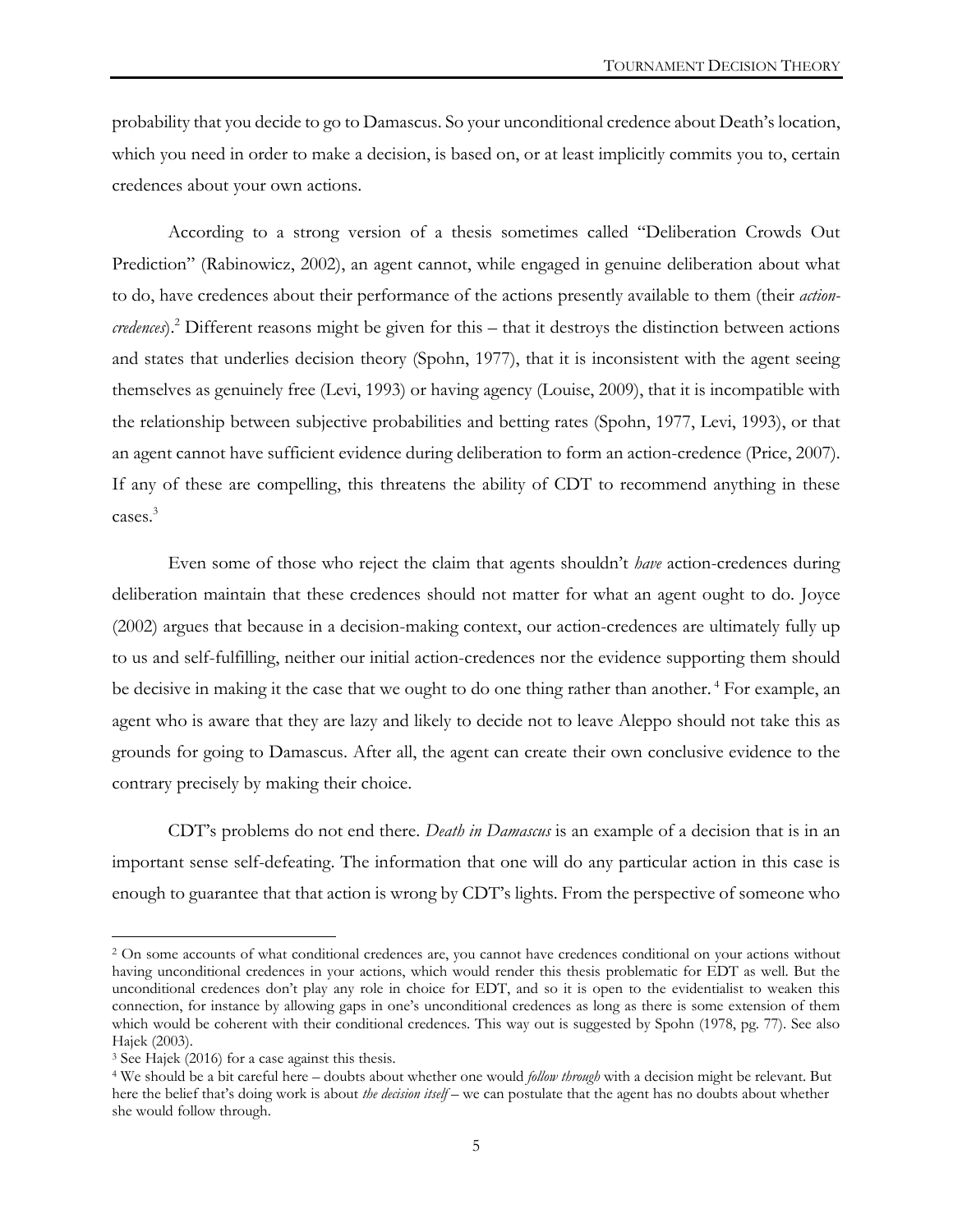probability that you decide to go to Damascus. So your unconditional credence about Death's location, which you need in order to make a decision, is based on, or at least implicitly commits you to, certain credences about your own actions.

According to a strong version of a thesis sometimes called "Deliberation Crowds Out Prediction" (Rabinowicz, 2002), an agent cannot, while engaged in genuine deliberation about what to do, have credences about their performance of the actions presently available to them (their *action-credences*).[2] Different reasons might be given for this – that it destroys the distinction between actions and states that underlies decision theory (Spohn, 1977), that it is inconsistent with the agent seeing themselves as genuinely free (Levi, 1993) or having agency (Louise, 2009), that it is incompatible with the relationship between subjective probabilities and betting rates (Spohn, 1977, Levi, 1993), or that an agent cannot have sufficient evidence during deliberation to form an action-credence (Price, 2007). If any of these are compelling, this threatens the ability of CDT to recommend anything in these cases.[3]

Even some of those who reject the claim that agents shouldn't *have* action-credences during deliberation maintain that these credences should not matter for what an agent ought to do. Joyce (2002) argues that because in a decision-making context, our action-credences are ultimately fully up to us and self-fulfilling, neither our initial action-credences nor the evidence supporting them should be decisive in making it the case that we ought to do one thing rather than another.[4] For example, an agent who is aware that they are lazy and likely to decide not to leave Aleppo should not take this as grounds for going to Damascus. After all, the agent can create their own conclusive evidence to the contrary precisely by making their choice.

CDT's problems do not end there. *Death in Damascus* is an example of a decision that is in an important sense self-defeating. The information that one will do any particular action in this case is enough to guarantee that that action is wrong by CDT's lights. From the perspective of someone who

---

[2] On some accounts of what conditional credences are, you cannot have credences conditional on your actions without having unconditional credences in your actions, which would render this thesis problematic for EDT as well. But the unconditional credences don't play any role in choice for EDT, and so it is open to the evidentialist to weaken this connection, for instance by allowing gaps in one's unconditional credences as long as there is some extension of them which would be coherent with their conditional credences. This way out is suggested by Spohn (1978, pg. 77). See also Hajek (2003).

[3] See Hajek (2016) for a case against this thesis.

[4] We should be a bit careful here – doubts about whether one would *follow through* with a decision might be relevant. But here the belief that's doing work is about *the decision itself* – we can postulate that the agent has no doubts about whether she would follow through.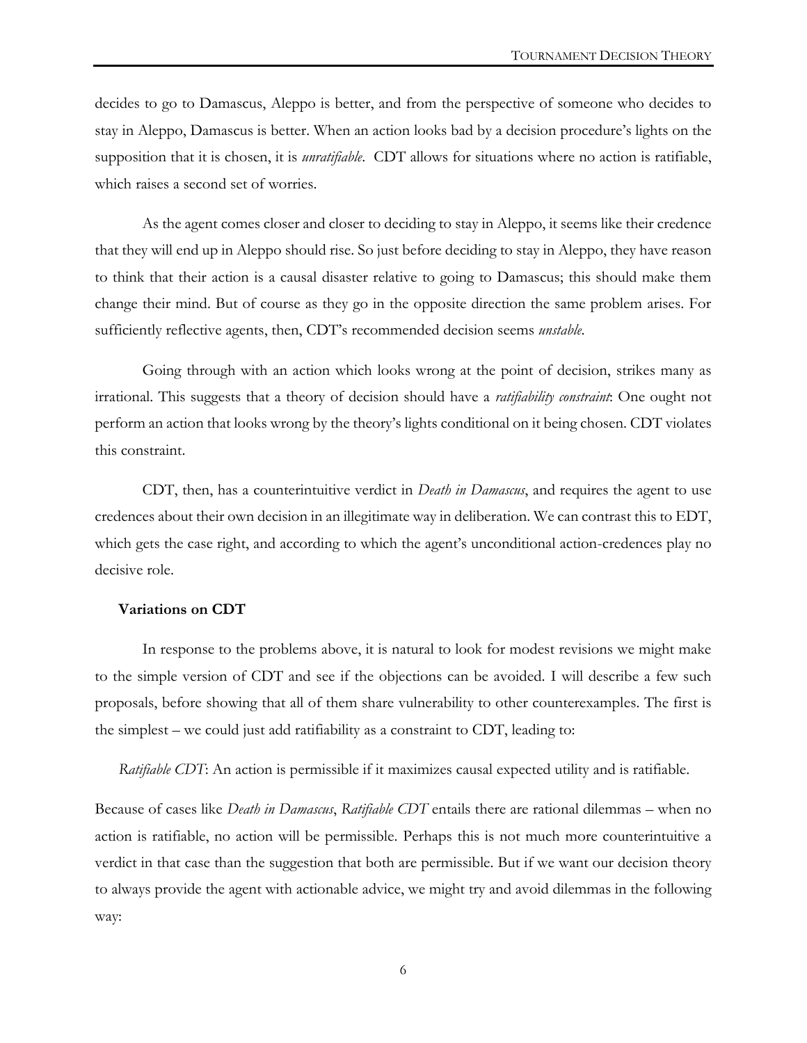decides to go to Damascus, Aleppo is better, and from the perspective of someone who decides to stay in Aleppo, Damascus is better. When an action looks bad by a decision procedure's lights on the supposition that it is chosen, it is *unratifiable*. CDT allows for situations where no action is ratifiable, which raises a second set of worries.

As the agent comes closer and closer to deciding to stay in Aleppo, it seems like their credence that they will end up in Aleppo should rise. So just before deciding to stay in Aleppo, they have reason to think that their action is a causal disaster relative to going to Damascus; this should make them change their mind. But of course as they go in the opposite direction the same problem arises. For sufficiently reflective agents, then, CDT's recommended decision seems *unstable*.

Going through with an action which looks wrong at the point of decision, strikes many as irrational. This suggests that a theory of decision should have a *ratifiability constraint*: One ought not perform an action that looks wrong by the theory's lights conditional on it being chosen. CDT violates this constraint.

CDT, then, has a counterintuitive verdict in *Death in Damascus*, and requires the agent to use credences about their own decision in an illegitimate way in deliberation. We can contrast this to EDT, which gets the case right, and according to which the agent's unconditional action-credences play no decisive role.

**Variations on CDT**

In response to the problems above, it is natural to look for modest revisions we might make to the simple version of CDT and see if the objections can be avoided. I will describe a few such proposals, before showing that all of them share vulnerability to other counterexamples. The first is the simplest – we could just add ratifiability as a constraint to CDT, leading to:

*Ratifiable CDT*: An action is permissible if it maximizes causal expected utility and is ratifiable.

Because of cases like *Death in Damascus*, *Ratifiable CDT* entails there are rational dilemmas – when no action is ratifiable, no action will be permissible. Perhaps this is not much more counterintuitive a verdict in that case than the suggestion that both are permissible. But if we want our decision theory to always provide the agent with actionable advice, we might try and avoid dilemmas in the following way: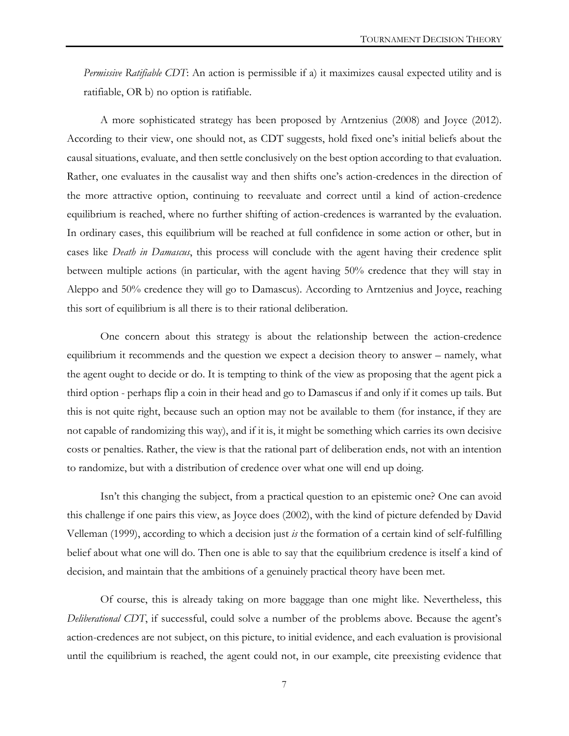*Permissive Ratifiable CDT*: An action is permissible if a) it maximizes causal expected utility and is ratifiable, OR b) no option is ratifiable.

A more sophisticated strategy has been proposed by Arntzenius (2008) and Joyce (2012). According to their view, one should not, as CDT suggests, hold fixed one's initial beliefs about the causal situations, evaluate, and then settle conclusively on the best option according to that evaluation. Rather, one evaluates in the causalist way and then shifts one's action-credences in the direction of the more attractive option, continuing to reevaluate and correct until a kind of action-credence equilibrium is reached, where no further shifting of action-credences is warranted by the evaluation. In ordinary cases, this equilibrium will be reached at full confidence in some action or other, but in cases like *Death in Damascus*, this process will conclude with the agent having their credence split between multiple actions (in particular, with the agent having 50% credence that they will stay in Aleppo and 50% credence they will go to Damascus). According to Arntzenius and Joyce, reaching this sort of equilibrium is all there is to their rational deliberation.

One concern about this strategy is about the relationship between the action-credence equilibrium it recommends and the question we expect a decision theory to answer – namely, what the agent ought to decide or do. It is tempting to think of the view as proposing that the agent pick a third option - perhaps flip a coin in their head and go to Damascus if and only if it comes up tails. But this is not quite right, because such an option may not be available to them (for instance, if they are not capable of randomizing this way), and if it is, it might be something which carries its own decisive costs or penalties. Rather, the view is that the rational part of deliberation ends, not with an intention to randomize, but with a distribution of credence over what one will end up doing.

Isn't this changing the subject, from a practical question to an epistemic one? One can avoid this challenge if one pairs this view, as Joyce does (2002), with the kind of picture defended by David Velleman (1999), according to which a decision just *is* the formation of a certain kind of self-fulfilling belief about what one will do. Then one is able to say that the equilibrium credence is itself a kind of decision, and maintain that the ambitions of a genuinely practical theory have been met.

Of course, this is already taking on more baggage than one might like. Nevertheless, this *Deliberational CDT*, if successful, could solve a number of the problems above. Because the agent's action-credences are not subject, on this picture, to initial evidence, and each evaluation is provisional until the equilibrium is reached, the agent could not, in our example, cite preexisting evidence that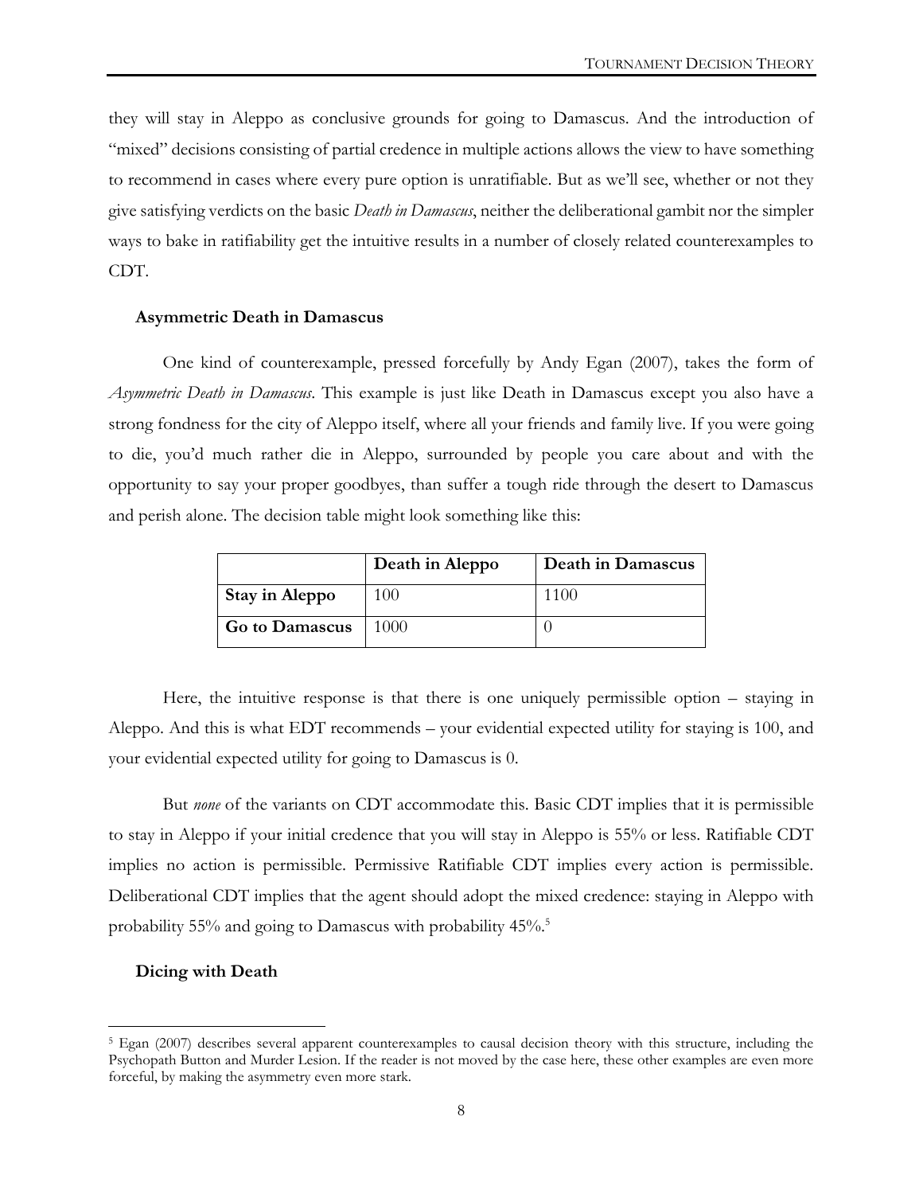they will stay in Aleppo as conclusive grounds for going to Damascus. And the introduction of "mixed" decisions consisting of partial credence in multiple actions allows the view to have something to recommend in cases where every pure option is unratifiable. But as we'll see, whether or not they give satisfying verdicts on the basic *Death in Damascus*, neither the deliberational gambit nor the simpler ways to bake in ratifiability get the intuitive results in a number of closely related counterexamples to CDT.

### Asymmetric Death in Damascus

One kind of counterexample, pressed forcefully by Andy Egan (2007), takes the form of *Asymmetric Death in Damascus*. This example is just like Death in Damascus except you also have a strong fondness for the city of Aleppo itself, where all your friends and family live. If you were going to die, you'd much rather die in Aleppo, surrounded by people you care about and with the opportunity to say your proper goodbyes, than suffer a tough ride through the desert to Damascus and perish alone. The decision table might look something like this:

| | **Death in Aleppo** | **Death in Damascus** |
|---|---|---|
| **Stay in Aleppo** | 100 | 1100 |
| **Go to Damascus** | 1000 | 0 |

Here, the intuitive response is that there is one uniquely permissible option – staying in Aleppo. And this is what EDT recommends – your evidential expected utility for staying is 100, and your evidential expected utility for going to Damascus is 0.

But *none* of the variants on CDT accommodate this. Basic CDT implies that it is permissible to stay in Aleppo if your initial credence that you will stay in Aleppo is 55% or less. Ratifiable CDT implies no action is permissible. Permissive Ratifiable CDT implies every action is permissible. Deliberational CDT implies that the agent should adopt the mixed credence: staying in Aleppo with probability 55% and going to Damascus with probability 45%.[5]

### Dicing with Death

[5] Egan (2007) describes several apparent counterexamples to causal decision theory with this structure, including the Psychopath Button and Murder Lesion. If the reader is not moved by the case here, these other examples are even more forceful, by making the asymmetry even more stark.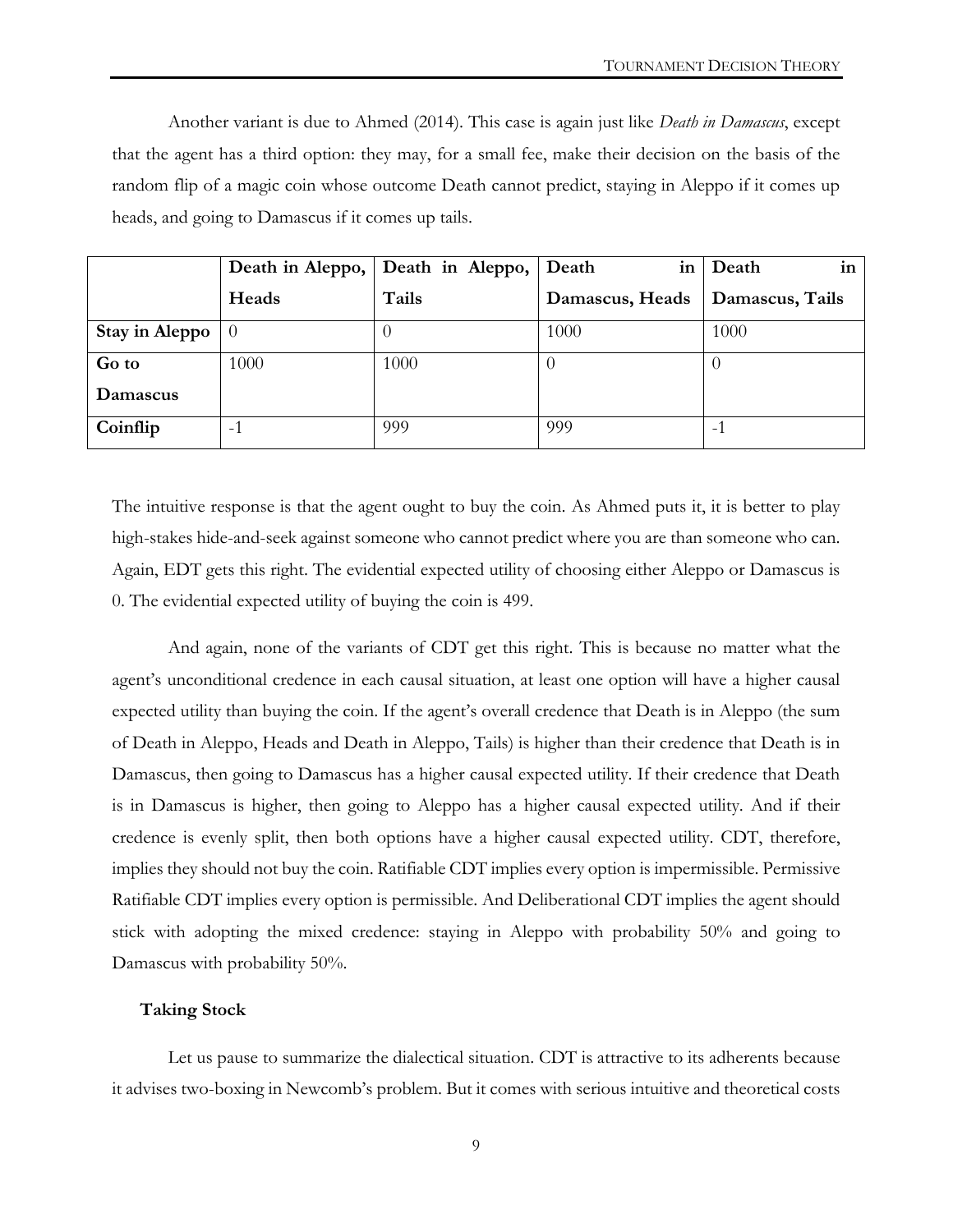Another variant is due to Ahmed (2014). This case is again just like *Death in Damascus*, except that the agent has a third option: they may, for a small fee, make their decision on the basis of the random flip of a magic coin whose outcome Death cannot predict, staying in Aleppo if it comes up heads, and going to Damascus if it comes up tails.

| | **Death in Aleppo, Heads** | **Death in Aleppo, Tails** | **Death in Damascus, Heads** | **Death in Damascus, Tails** |
|---|---|---|---|---|
| **Stay in Aleppo** | 0 | 0 | 1000 | 1000 |
| **Go to Damascus** | 1000 | 1000 | 0 | 0 |
| **Coinflip** | -1 | 999 | 999 | -1 |

The intuitive response is that the agent ought to buy the coin. As Ahmed puts it, it is better to play high-stakes hide-and-seek against someone who cannot predict where you are than someone who can. Again, EDT gets this right. The evidential expected utility of choosing either Aleppo or Damascus is 0. The evidential expected utility of buying the coin is 499.

And again, none of the variants of CDT get this right. This is because no matter what the agent's unconditional credence in each causal situation, at least one option will have a higher causal expected utility than buying the coin. If the agent's overall credence that Death is in Aleppo (the sum of Death in Aleppo, Heads and Death in Aleppo, Tails) is higher than their credence that Death is in Damascus, then going to Damascus has a higher causal expected utility. If their credence that Death is in Damascus is higher, then going to Aleppo has a higher causal expected utility. And if their credence is evenly split, then both options have a higher causal expected utility. CDT, therefore, implies they should not buy the coin. Ratifiable CDT implies every option is impermissible. Permissive Ratifiable CDT implies every option is permissible. And Deliberational CDT implies the agent should stick with adopting the mixed credence: staying in Aleppo with probability 50% and going to Damascus with probability 50%.

### Taking Stock

Let us pause to summarize the dialectical situation. CDT is attractive to its adherents because it advises two-boxing in Newcomb's problem. But it comes with serious intuitive and theoretical costs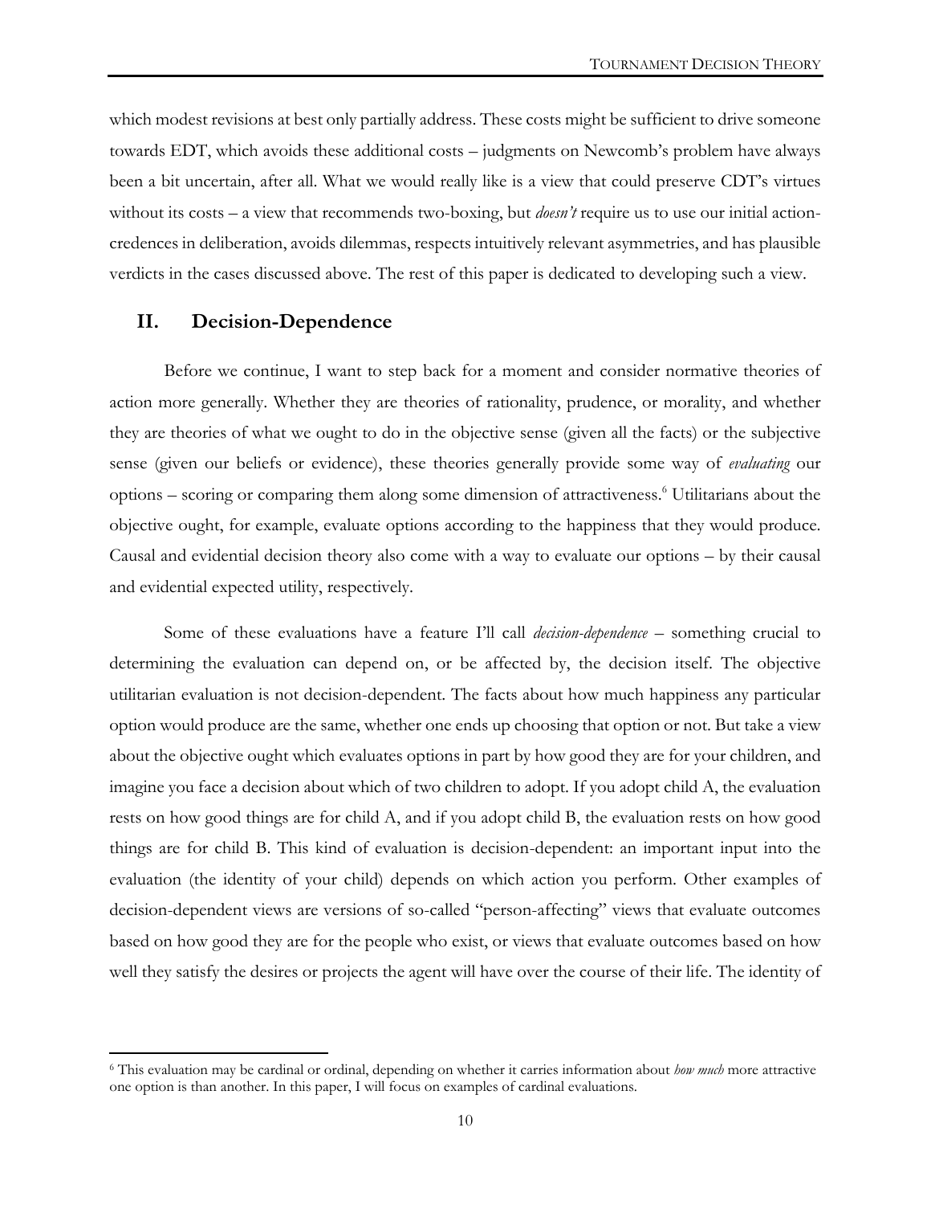which modest revisions at best only partially address. These costs might be sufficient to drive someone towards EDT, which avoids these additional costs – judgments on Newcomb's problem have always been a bit uncertain, after all. What we would really like is a view that could preserve CDT's virtues without its costs – a view that recommends two-boxing, but *doesn't* require us to use our initial action-credences in deliberation, avoids dilemmas, respects intuitively relevant asymmetries, and has plausible verdicts in the cases discussed above. The rest of this paper is dedicated to developing such a view.

## II. Decision-Dependence

Before we continue, I want to step back for a moment and consider normative theories of action more generally. Whether they are theories of rationality, prudence, or morality, and whether they are theories of what we ought to do in the objective sense (given all the facts) or the subjective sense (given our beliefs or evidence), these theories generally provide some way of *evaluating* our options – scoring or comparing them along some dimension of attractiveness.[6] Utilitarians about the objective ought, for example, evaluate options according to the happiness that they would produce. Causal and evidential decision theory also come with a way to evaluate our options – by their causal and evidential expected utility, respectively.

Some of these evaluations have a feature I'll call *decision-dependence* – something crucial to determining the evaluation can depend on, or be affected by, the decision itself. The objective utilitarian evaluation is not decision-dependent. The facts about how much happiness any particular option would produce are the same, whether one ends up choosing that option or not. But take a view about the objective ought which evaluates options in part by how good they are for your children, and imagine you face a decision about which of two children to adopt. If you adopt child A, the evaluation rests on how good things are for child A, and if you adopt child B, the evaluation rests on how good things are for child B. This kind of evaluation is decision-dependent: an important input into the evaluation (the identity of your child) depends on which action you perform. Other examples of decision-dependent views are versions of so-called "person-affecting" views that evaluate outcomes based on how good they are for the people who exist, or views that evaluate outcomes based on how well they satisfy the desires or projects the agent will have over the course of their life. The identity of

[6] This evaluation may be cardinal or ordinal, depending on whether it carries information about *how much* more attractive one option is than another. In this paper, I will focus on examples of cardinal evaluations.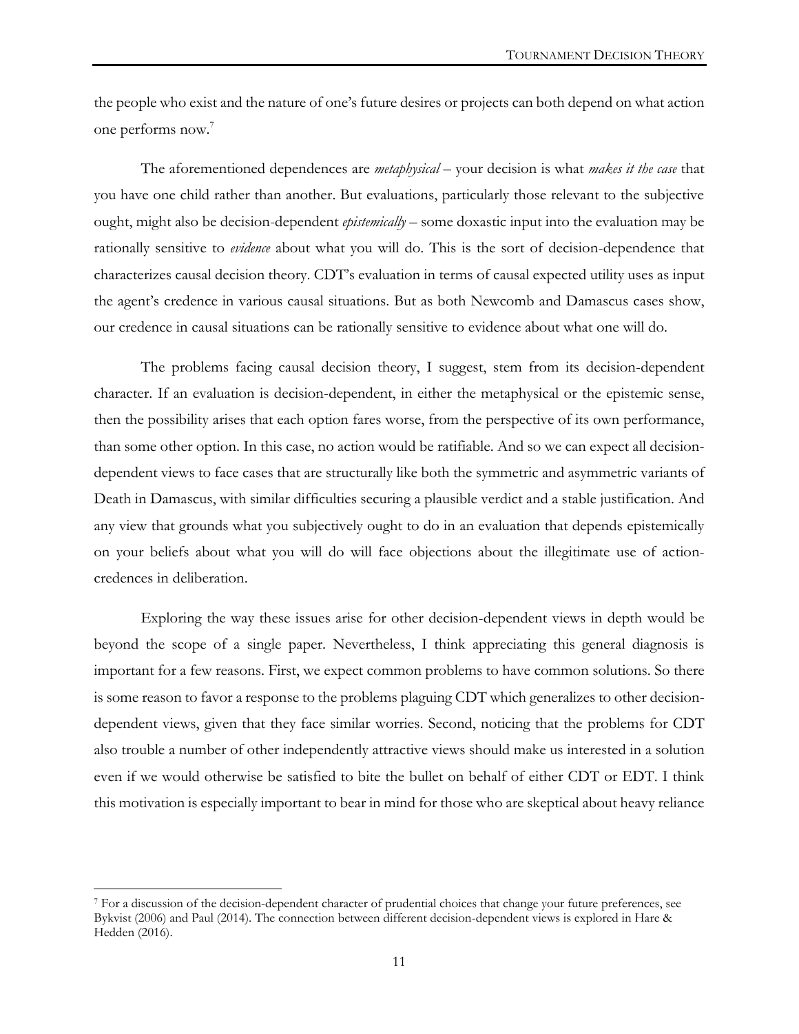the people who exist and the nature of one's future desires or projects can both depend on what action one performs now.[7]

The aforementioned dependences are *metaphysical* – your decision is what *makes it the case* that you have one child rather than another. But evaluations, particularly those relevant to the subjective ought, might also be decision-dependent *epistemically* – some doxastic input into the evaluation may be rationally sensitive to *evidence* about what you will do. This is the sort of decision-dependence that characterizes causal decision theory. CDT's evaluation in terms of causal expected utility uses as input the agent's credence in various causal situations. But as both Newcomb and Damascus cases show, our credence in causal situations can be rationally sensitive to evidence about what one will do.

The problems facing causal decision theory, I suggest, stem from its decision-dependent character. If an evaluation is decision-dependent, in either the metaphysical or the epistemic sense, then the possibility arises that each option fares worse, from the perspective of its own performance, than some other option. In this case, no action would be ratifiable. And so we can expect all decision-dependent views to face cases that are structurally like both the symmetric and asymmetric variants of Death in Damascus, with similar difficulties securing a plausible verdict and a stable justification. And any view that grounds what you subjectively ought to do in an evaluation that depends epistemically on your beliefs about what you will do will face objections about the illegitimate use of action-credences in deliberation.

Exploring the way these issues arise for other decision-dependent views in depth would be beyond the scope of a single paper. Nevertheless, I think appreciating this general diagnosis is important for a few reasons. First, we expect common problems to have common solutions. So there is some reason to favor a response to the problems plaguing CDT which generalizes to other decision-dependent views, given that they face similar worries. Second, noticing that the problems for CDT also trouble a number of other independently attractive views should make us interested in a solution even if we would otherwise be satisfied to bite the bullet on behalf of either CDT or EDT. I think this motivation is especially important to bear in mind for those who are skeptical about heavy reliance

[7] For a discussion of the decision-dependent character of prudential choices that change your future preferences, see Bykvist (2006) and Paul (2014). The connection between different decision-dependent views is explored in Hare & Hedden (2016).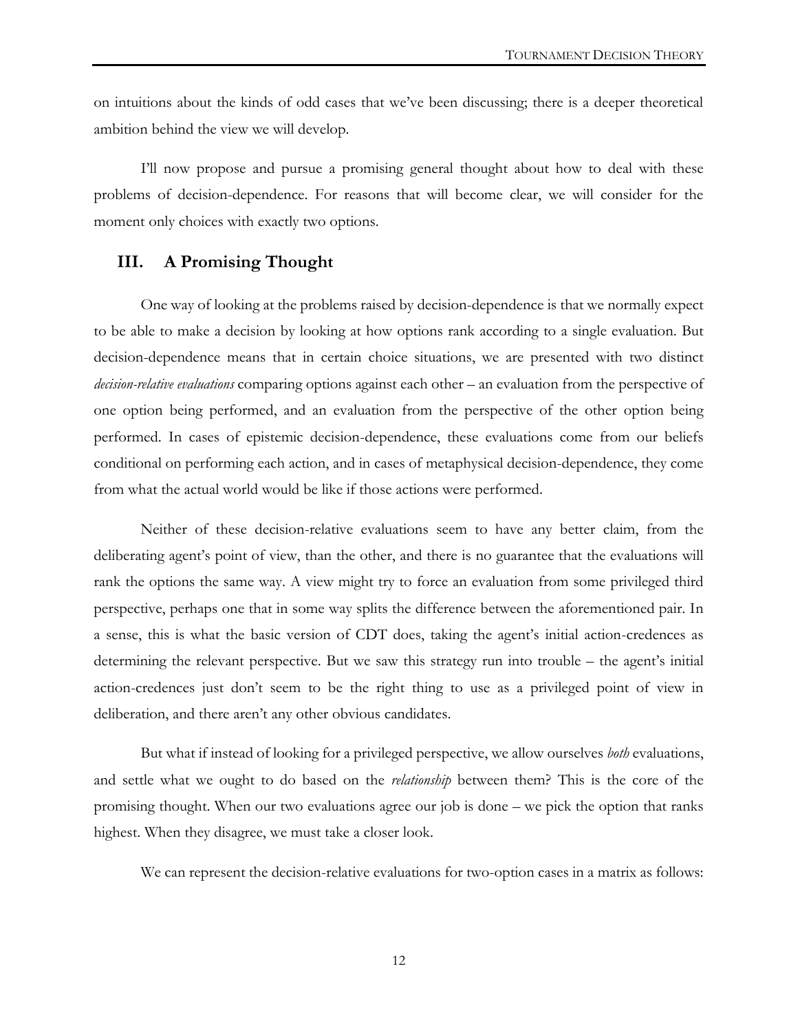on intuitions about the kinds of odd cases that we've been discussing; there is a deeper theoretical ambition behind the view we will develop.

I'll now propose and pursue a promising general thought about how to deal with these problems of decision-dependence. For reasons that will become clear, we will consider for the moment only choices with exactly two options.

## III. A Promising Thought

One way of looking at the problems raised by decision-dependence is that we normally expect to be able to make a decision by looking at how options rank according to a single evaluation. But decision-dependence means that in certain choice situations, we are presented with two distinct *decision-relative evaluations* comparing options against each other – an evaluation from the perspective of one option being performed, and an evaluation from the perspective of the other option being performed. In cases of epistemic decision-dependence, these evaluations come from our beliefs conditional on performing each action, and in cases of metaphysical decision-dependence, they come from what the actual world would be like if those actions were performed.

Neither of these decision-relative evaluations seem to have any better claim, from the deliberating agent's point of view, than the other, and there is no guarantee that the evaluations will rank the options the same way. A view might try to force an evaluation from some privileged third perspective, perhaps one that in some way splits the difference between the aforementioned pair. In a sense, this is what the basic version of CDT does, taking the agent's initial action-credences as determining the relevant perspective. But we saw this strategy run into trouble – the agent's initial action-credences just don't seem to be the right thing to use as a privileged point of view in deliberation, and there aren't any other obvious candidates.

But what if instead of looking for a privileged perspective, we allow ourselves *both* evaluations, and settle what we ought to do based on the *relationship* between them? This is the core of the promising thought. When our two evaluations agree our job is done – we pick the option that ranks highest. When they disagree, we must take a closer look.

We can represent the decision-relative evaluations for two-option cases in a matrix as follows: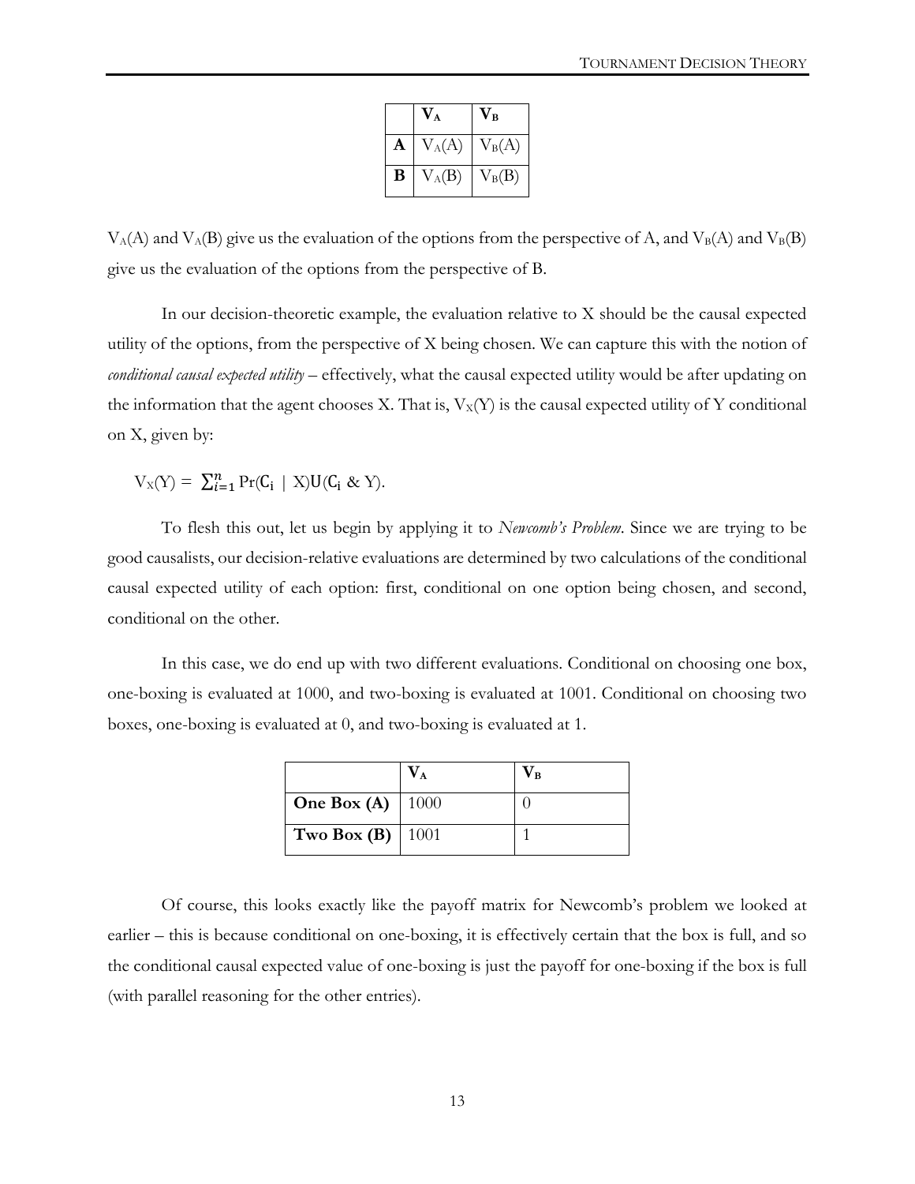| | $V_A$ | $V_B$ |
|---|---|---|
| **A** | $V_A(A)$ | $V_B(A)$ |
| **B** | $V_A(B)$ | $V_B(B)$ |

$V_A(A)$ and $V_A(B)$ give us the evaluation of the options from the perspective of A, and $V_B(A)$ and $V_B(B)$ give us the evaluation of the options from the perspective of B.

In our decision-theoretic example, the evaluation relative to X should be the causal expected utility of the options, from the perspective of X being chosen. We can capture this with the notion of *conditional causal expected utility* – effectively, what the causal expected utility would be after updating on the information that the agent chooses X. That is, $V_X(Y)$ is the causal expected utility of Y conditional on X, given by:

$$V_X(Y) = \sum_{i=1}^{n} \Pr(C_i \mid X)U(C_i \,\&\, Y).$$

To flesh this out, let us begin by applying it to *Newcomb's Problem*. Since we are trying to be good causalists, our decision-relative evaluations are determined by two calculations of the conditional causal expected utility of each option: first, conditional on one option being chosen, and second, conditional on the other.

In this case, we do end up with two different evaluations. Conditional on choosing one box, one-boxing is evaluated at 1000, and two-boxing is evaluated at 1001. Conditional on choosing two boxes, one-boxing is evaluated at 0, and two-boxing is evaluated at 1.

| | $V_A$ | $V_B$ |
|---|---|---|
| **One Box (A)** | 1000 | 0 |
| **Two Box (B)** | 1001 | 1 |

Of course, this looks exactly like the payoff matrix for Newcomb's problem we looked at earlier – this is because conditional on one-boxing, it is effectively certain that the box is full, and so the conditional causal expected value of one-boxing is just the payoff for one-boxing if the box is full (with parallel reasoning for the other entries).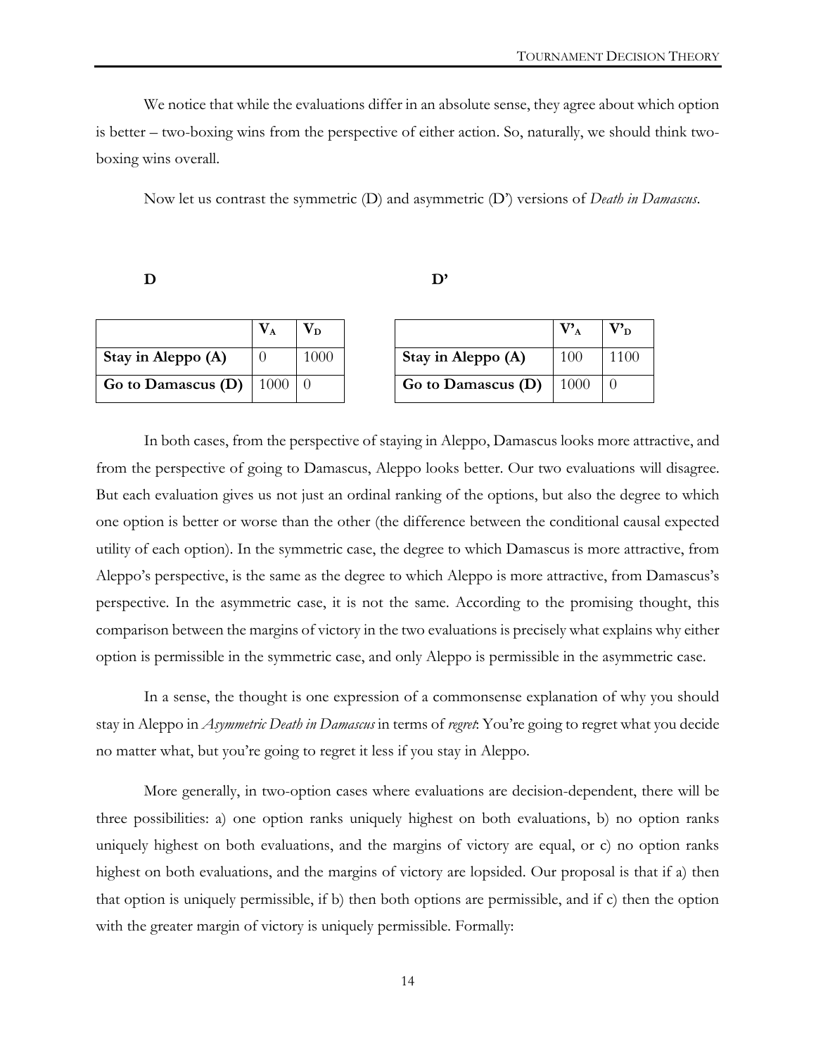We notice that while the evaluations differ in an absolute sense, they agree about which option is better – two-boxing wins from the perspective of either action. So, naturally, we should think two-boxing wins overall.

Now let us contrast the symmetric (D) and asymmetric (D') versions of *Death in Damascus*.

**D**

| | $V_A$ | $V_D$ |
|---|---|---|
| **Stay in Aleppo (A)** | 0 | 1000 |
| **Go to Damascus (D)** | 1000 | 0 |

**D'**

| | $V'_A$ | $V'_D$ |
|---|---|---|
| **Stay in Aleppo (A)** | 100 | 1100 |
| **Go to Damascus (D)** | 1000 | 0 |

In both cases, from the perspective of staying in Aleppo, Damascus looks more attractive, and from the perspective of going to Damascus, Aleppo looks better. Our two evaluations will disagree. But each evaluation gives us not just an ordinal ranking of the options, but also the degree to which one option is better or worse than the other (the difference between the conditional causal expected utility of each option). In the symmetric case, the degree to which Damascus is more attractive, from Aleppo's perspective, is the same as the degree to which Aleppo is more attractive, from Damascus's perspective. In the asymmetric case, it is not the same. According to the promising thought, this comparison between the margins of victory in the two evaluations is precisely what explains why either option is permissible in the symmetric case, and only Aleppo is permissible in the asymmetric case.

In a sense, the thought is one expression of a commonsense explanation of why you should stay in Aleppo in *Asymmetric Death in Damascus* in terms of *regret*: You're going to regret what you decide no matter what, but you're going to regret it less if you stay in Aleppo.

More generally, in two-option cases where evaluations are decision-dependent, there will be three possibilities: a) one option ranks uniquely highest on both evaluations, b) no option ranks uniquely highest on both evaluations, and the margins of victory are equal, or c) no option ranks highest on both evaluations, and the margins of victory are lopsided. Our proposal is that if a) then that option is uniquely permissible, if b) then both options are permissible, and if c) then the option with the greater margin of victory is uniquely permissible. Formally: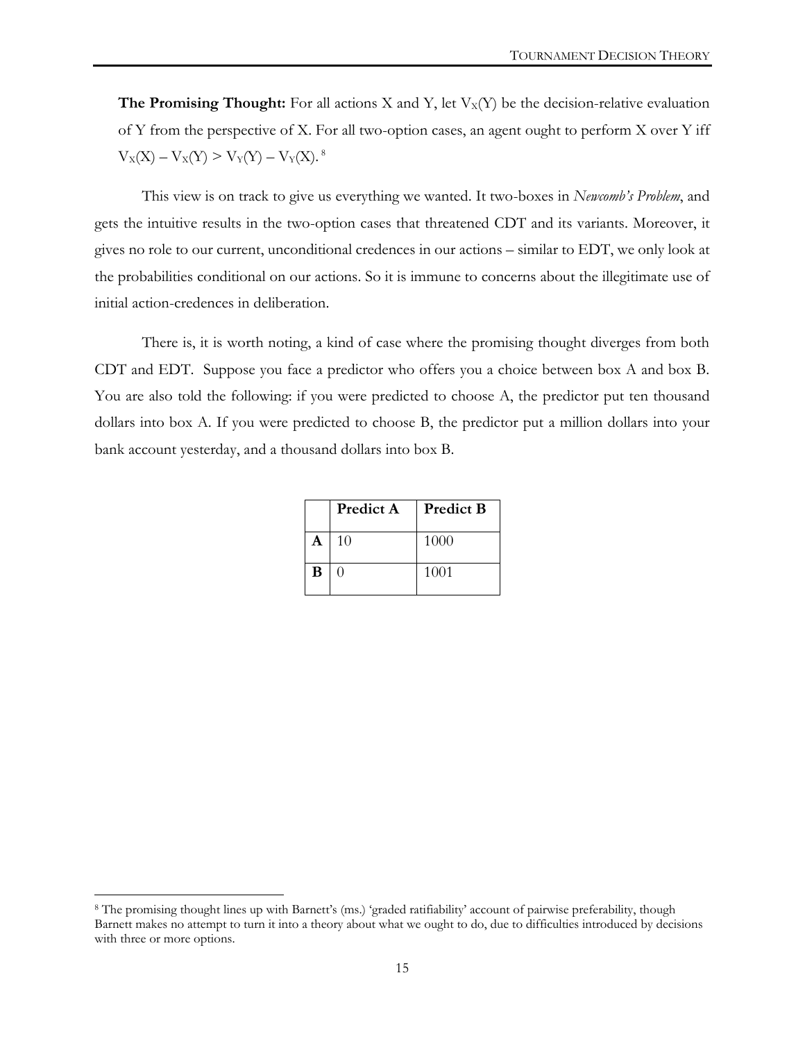**The Promising Thought:** For all actions X and Y, let $V_X(Y)$ be the decision-relative evaluation of Y from the perspective of X. For all two-option cases, an agent ought to perform X over Y iff $V_X(X) – V_X(Y) > V_Y(Y) – V_Y(X)$.[8]

This view is on track to give us everything we wanted. It two-boxes in *Newcomb's Problem*, and gets the intuitive results in the two-option cases that threatened CDT and its variants. Moreover, it gives no role to our current, unconditional credences in our actions – similar to EDT, we only look at the probabilities conditional on our actions. So it is immune to concerns about the illegitimate use of initial action-credences in deliberation.

There is, it is worth noting, a kind of case where the promising thought diverges from both CDT and EDT. Suppose you face a predictor who offers you a choice between box A and box B. You are also told the following: if you were predicted to choose A, the predictor put ten thousand dollars into box A. If you were predicted to choose B, the predictor put a million dollars into your bank account yesterday, and a thousand dollars into box B.

| | **Predict A** | **Predict B** |
|---|---|---|
| **A** | 10 | 1000 |
| **B** | 0 | 1001 |

[8] The promising thought lines up with Barnett's (ms.) 'graded ratifiability' account of pairwise preferability, though Barnett makes no attempt to turn it into a theory about what we ought to do, due to difficulties introduced by decisions with three or more options.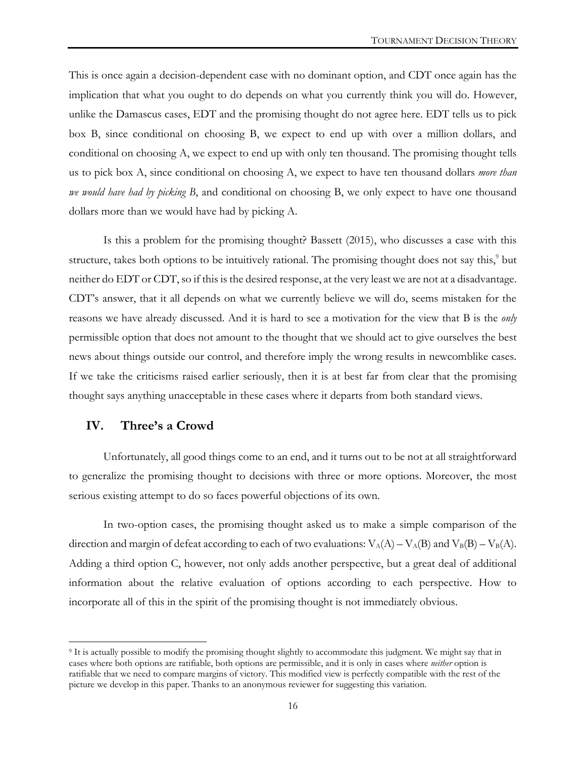This is once again a decision-dependent case with no dominant option, and CDT once again has the implication that what you ought to do depends on what you currently think you will do. However, unlike the Damascus cases, EDT and the promising thought do not agree here. EDT tells us to pick box B, since conditional on choosing B, we expect to end up with over a million dollars, and conditional on choosing A, we expect to end up with only ten thousand. The promising thought tells us to pick box A, since conditional on choosing A, we expect to have ten thousand dollars *more than we would have had by picking B*, and conditional on choosing B, we only expect to have one thousand dollars more than we would have had by picking A.

Is this a problem for the promising thought? Bassett (2015), who discusses a case with this structure, takes both options to be intuitively rational. The promising thought does not say this,[9] but neither do EDT or CDT, so if this is the desired response, at the very least we are not at a disadvantage. CDT's answer, that it all depends on what we currently believe we will do, seems mistaken for the reasons we have already discussed. And it is hard to see a motivation for the view that B is the *only* permissible option that does not amount to the thought that we should act to give ourselves the best news about things outside our control, and therefore imply the wrong results in newcomblike cases. If we take the criticisms raised earlier seriously, then it is at best far from clear that the promising thought says anything unacceptable in these cases where it departs from both standard views.

## IV. Three's a Crowd

Unfortunately, all good things come to an end, and it turns out to be not at all straightforward to generalize the promising thought to decisions with three or more options. Moreover, the most serious existing attempt to do so faces powerful objections of its own.

In two-option cases, the promising thought asked us to make a simple comparison of the direction and margin of defeat according to each of two evaluations: $V_A(A) - V_A(B)$ and $V_B(B) - V_B(A)$. Adding a third option C, however, not only adds another perspective, but a great deal of additional information about the relative evaluation of options according to each perspective. How to incorporate all of this in the spirit of the promising thought is not immediately obvious.

[9] It is actually possible to modify the promising thought slightly to accommodate this judgment. We might say that in cases where both options are ratifiable, both options are permissible, and it is only in cases where *neither* option is ratifiable that we need to compare margins of victory. This modified view is perfectly compatible with the rest of the picture we develop in this paper. Thanks to an anonymous reviewer for suggesting this variation.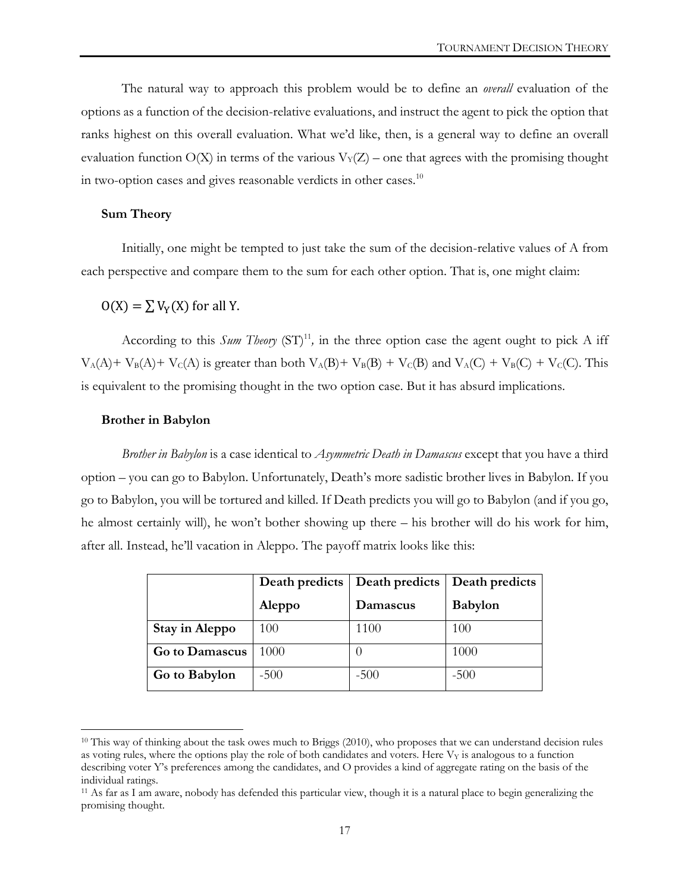The natural way to approach this problem would be to define an *overall* evaluation of the options as a function of the decision-relative evaluations, and instruct the agent to pick the option that ranks highest on this overall evaluation. What we'd like, then, is a general way to define an overall evaluation function O(X) in terms of the various $V_Y(Z)$ – one that agrees with the promising thought in two-option cases and gives reasonable verdicts in other cases.[10]

**Sum Theory**

Initially, one might be tempted to just take the sum of the decision-relative values of A from each perspective and compare them to the sum for each other option. That is, one might claim:

$$O(X) = \sum V_Y(X) \text{ for all Y.}$$

According to this *Sum Theory* (ST)[11], in the three option case the agent ought to pick A iff $V_A(A) + V_B(A) + V_C(A)$ is greater than both $V_A(B) + V_B(B) + V_C(B)$ and $V_A(C) + V_B(C) + V_C(C)$. This is equivalent to the promising thought in the two option case. But it has absurd implications.

**Brother in Babylon**

*Brother in Babylon* is a case identical to *Asymmetric Death in Damascus* except that you have a third option – you can go to Babylon. Unfortunately, Death's more sadistic brother lives in Babylon. If you go to Babylon, you will be tortured and killed. If Death predicts you will go to Babylon (and if you go, he almost certainly will), he won't bother showing up there – his brother will do his work for him, after all. Instead, he'll vacation in Aleppo. The payoff matrix looks like this:

| | Death predicts Aleppo | Death predicts Damascus | Death predicts Babylon |
|---|---|---|---|
| **Stay in Aleppo** | 100 | 1100 | 100 |
| **Go to Damascus** | 1000 | 0 | 1000 |
| **Go to Babylon** | -500 | -500 | -500 |

[10] This way of thinking about the task owes much to Briggs (2010), who proposes that we can understand decision rules as voting rules, where the options play the role of both candidates and voters. Here $V_Y$ is analogous to a function describing voter Y's preferences among the candidates, and O provides a kind of aggregate rating on the basis of the individual ratings.

[11] As far as I am aware, nobody has defended this particular view, though it is a natural place to begin generalizing the promising thought.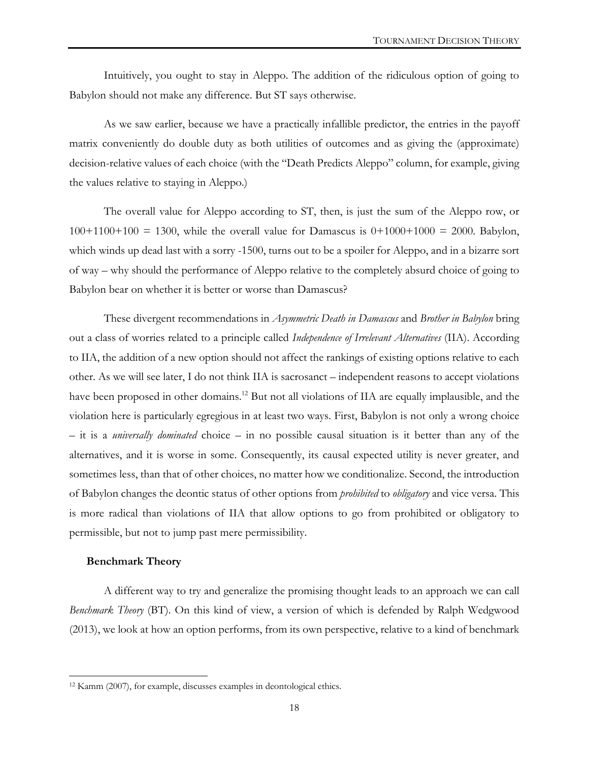Intuitively, you ought to stay in Aleppo. The addition of the ridiculous option of going to Babylon should not make any difference. But ST says otherwise.

As we saw earlier, because we have a practically infallible predictor, the entries in the payoff matrix conveniently do double duty as both utilities of outcomes and as giving the (approximate) decision-relative values of each choice (with the "Death Predicts Aleppo" column, for example, giving the values relative to staying in Aleppo.)

The overall value for Aleppo according to ST, then, is just the sum of the Aleppo row, or 100+1100+100 = 1300, while the overall value for Damascus is 0+1000+1000 = 2000. Babylon, which winds up dead last with a sorry -1500, turns out to be a spoiler for Aleppo, and in a bizarre sort of way – why should the performance of Aleppo relative to the completely absurd choice of going to Babylon bear on whether it is better or worse than Damascus?

These divergent recommendations in *Asymmetric Death in Damascus* and *Brother in Babylon* bring out a class of worries related to a principle called *Independence of Irrelevant Alternatives* (IIA). According to IIA, the addition of a new option should not affect the rankings of existing options relative to each other. As we will see later, I do not think IIA is sacrosanct – independent reasons to accept violations have been proposed in other domains.[12] But not all violations of IIA are equally implausible, and the violation here is particularly egregious in at least two ways. First, Babylon is not only a wrong choice – it is a *universally dominated* choice – in no possible causal situation is it better than any of the alternatives, and it is worse in some. Consequently, its causal expected utility is never greater, and sometimes less, than that of other choices, no matter how we conditionalize. Second, the introduction of Babylon changes the deontic status of other options from *prohibited* to *obligatory* and vice versa. This is more radical than violations of IIA that allow options to go from prohibited or obligatory to permissible, but not to jump past mere permissibility.

## Benchmark Theory

A different way to try and generalize the promising thought leads to an approach we can call *Benchmark Theory* (BT). On this kind of view, a version of which is defended by Ralph Wedgwood (2013), we look at how an option performs, from its own perspective, relative to a kind of benchmark

---

[12] Kamm (2007), for example, discusses examples in deontological ethics.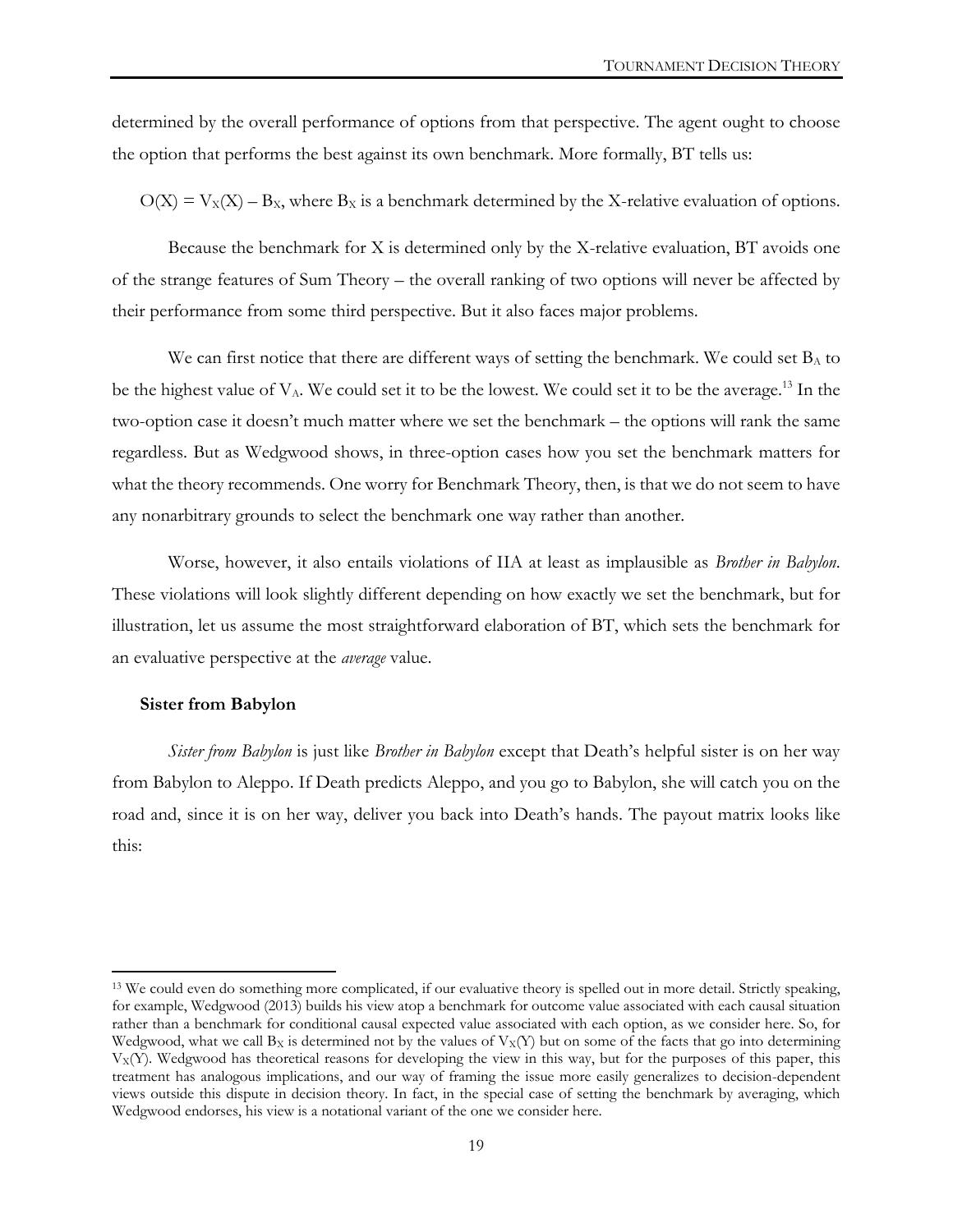determined by the overall performance of options from that perspective. The agent ought to choose the option that performs the best against its own benchmark. More formally, BT tells us:

$O(X) = V_X(X) - B_X$, where $B_X$ is a benchmark determined by the X-relative evaluation of options.

Because the benchmark for X is determined only by the X-relative evaluation, BT avoids one of the strange features of Sum Theory – the overall ranking of two options will never be affected by their performance from some third perspective. But it also faces major problems.

We can first notice that there are different ways of setting the benchmark. We could set $B_A$ to be the highest value of $V_A$. We could set it to be the lowest. We could set it to be the average.[13] In the two-option case it doesn't much matter where we set the benchmark – the options will rank the same regardless. But as Wedgwood shows, in three-option cases how you set the benchmark matters for what the theory recommends. One worry for Benchmark Theory, then, is that we do not seem to have any nonarbitrary grounds to select the benchmark one way rather than another.

Worse, however, it also entails violations of IIA at least as implausible as *Brother in Babylon*. These violations will look slightly different depending on how exactly we set the benchmark, but for illustration, let us assume the most straightforward elaboration of BT, which sets the benchmark for an evaluative perspective at the *average* value.

**Sister from Babylon**

*Sister from Babylon* is just like *Brother in Babylon* except that Death's helpful sister is on her way from Babylon to Aleppo. If Death predicts Aleppo, and you go to Babylon, she will catch you on the road and, since it is on her way, deliver you back into Death's hands. The payout matrix looks like this:

[13] We could even do something more complicated, if our evaluative theory is spelled out in more detail. Strictly speaking, for example, Wedgwood (2013) builds his view atop a benchmark for outcome value associated with each causal situation rather than a benchmark for conditional causal expected value associated with each option, as we consider here. So, for Wedgwood, what we call $B_X$ is determined not by the values of $V_X(Y)$ but on some of the facts that go into determining $V_X(Y)$. Wedgwood has theoretical reasons for developing the view in this way, but for the purposes of this paper, this treatment has analogous implications, and our way of framing the issue more easily generalizes to decision-dependent views outside this dispute in decision theory. In fact, in the special case of setting the benchmark by averaging, which Wedgwood endorses, his view is a notational variant of the one we consider here.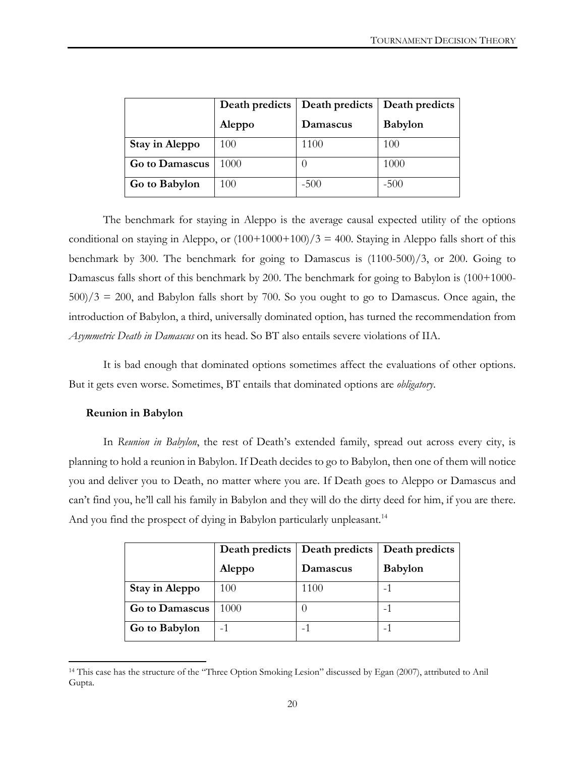| | Death predicts Aleppo | Death predicts Damascus | Death predicts Babylon |
|---|---|---|---|
| **Stay in Aleppo** | 100 | 1100 | 100 |
| **Go to Damascus** | 1000 | 0 | 1000 |
| **Go to Babylon** | 100 | -500 | -500 |

The benchmark for staying in Aleppo is the average causal expected utility of the options conditional on staying in Aleppo, or (100+1000+100)/3 = 400. Staying in Aleppo falls short of this benchmark by 300. The benchmark for going to Damascus is (1100-500)/3, or 200. Going to Damascus falls short of this benchmark by 200. The benchmark for going to Babylon is (100+1000-500)/3 = 200, and Babylon falls short by 700. So you ought to go to Damascus. Once again, the introduction of Babylon, a third, universally dominated option, has turned the recommendation from *Asymmetric Death in Damascus* on its head. So BT also entails severe violations of IIA.

It is bad enough that dominated options sometimes affect the evaluations of other options. But it gets even worse. Sometimes, BT entails that dominated options are *obligatory*.

**Reunion in Babylon**

In *Reunion in Babylon*, the rest of Death's extended family, spread out across every city, is planning to hold a reunion in Babylon. If Death decides to go to Babylon, then one of them will notice you and deliver you to Death, no matter where you are. If Death goes to Aleppo or Damascus and can't find you, he'll call his family in Babylon and they will do the dirty deed for him, if you are there. And you find the prospect of dying in Babylon particularly unpleasant.[14]

| | Death predicts Aleppo | Death predicts Damascus | Death predicts Babylon |
|---|---|---|---|
| **Stay in Aleppo** | 100 | 1100 | -1 |
| **Go to Damascus** | 1000 | 0 | -1 |
| **Go to Babylon** | -1 | -1 | -1 |

[14] This case has the structure of the "Three Option Smoking Lesion" discussed by Egan (2007), attributed to Anil Gupta.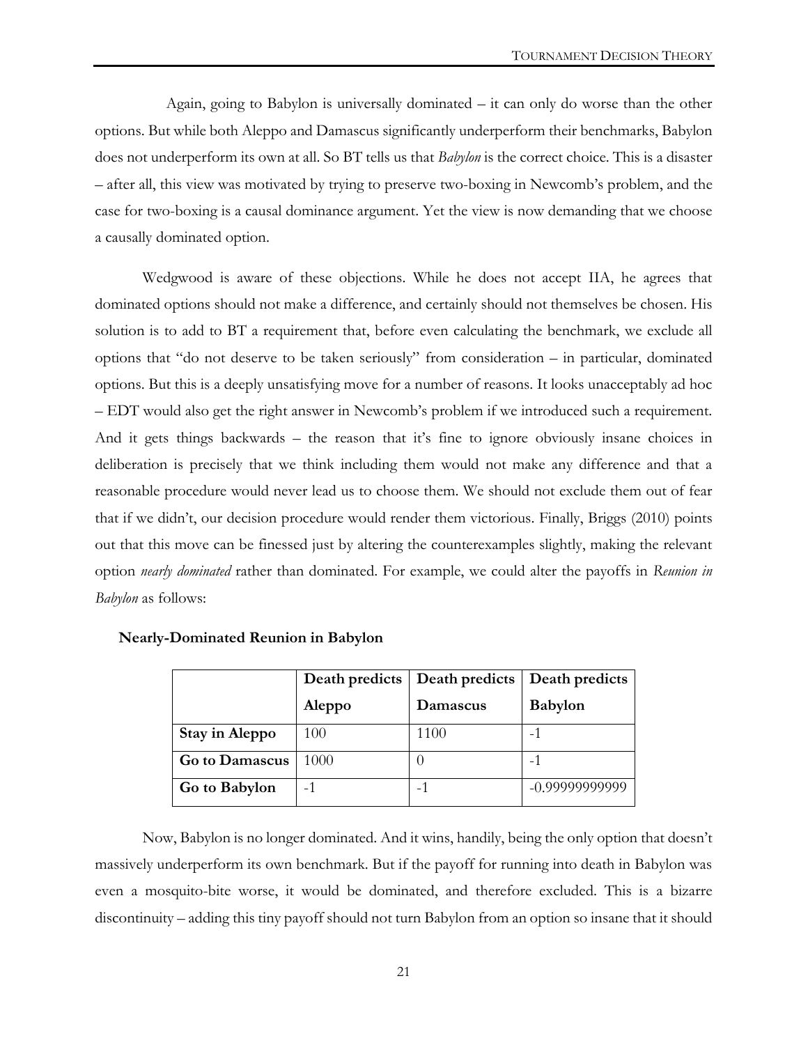Again, going to Babylon is universally dominated – it can only do worse than the other options. But while both Aleppo and Damascus significantly underperform their benchmarks, Babylon does not underperform its own at all. So BT tells us that *Babylon* is the correct choice. This is a disaster – after all, this view was motivated by trying to preserve two-boxing in Newcomb's problem, and the case for two-boxing is a causal dominance argument. Yet the view is now demanding that we choose a causally dominated option.

Wedgwood is aware of these objections. While he does not accept IIA, he agrees that dominated options should not make a difference, and certainly should not themselves be chosen. His solution is to add to BT a requirement that, before even calculating the benchmark, we exclude all options that "do not deserve to be taken seriously" from consideration – in particular, dominated options. But this is a deeply unsatisfying move for a number of reasons. It looks unacceptably ad hoc – EDT would also get the right answer in Newcomb's problem if we introduced such a requirement. And it gets things backwards – the reason that it's fine to ignore obviously insane choices in deliberation is precisely that we think including them would not make any difference and that a reasonable procedure would never lead us to choose them. We should not exclude them out of fear that if we didn't, our decision procedure would render them victorious. Finally, Briggs (2010) points out that this move can be finessed just by altering the counterexamples slightly, making the relevant option *nearly dominated* rather than dominated. For example, we could alter the payoffs in *Reunion in Babylon* as follows:

**Nearly-Dominated Reunion in Babylon**

| | **Death predicts Aleppo** | **Death predicts Damascus** | **Death predicts Babylon** |
|---|---|---|---|
| **Stay in Aleppo** | 100 | 1100 | -1 |
| **Go to Damascus** | 1000 | 0 | -1 |
| **Go to Babylon** | -1 | -1 | -0.99999999999 |

Now, Babylon is no longer dominated. And it wins, handily, being the only option that doesn't massively underperform its own benchmark. But if the payoff for running into death in Babylon was even a mosquito-bite worse, it would be dominated, and therefore excluded. This is a bizarre discontinuity – adding this tiny payoff should not turn Babylon from an option so insane that it should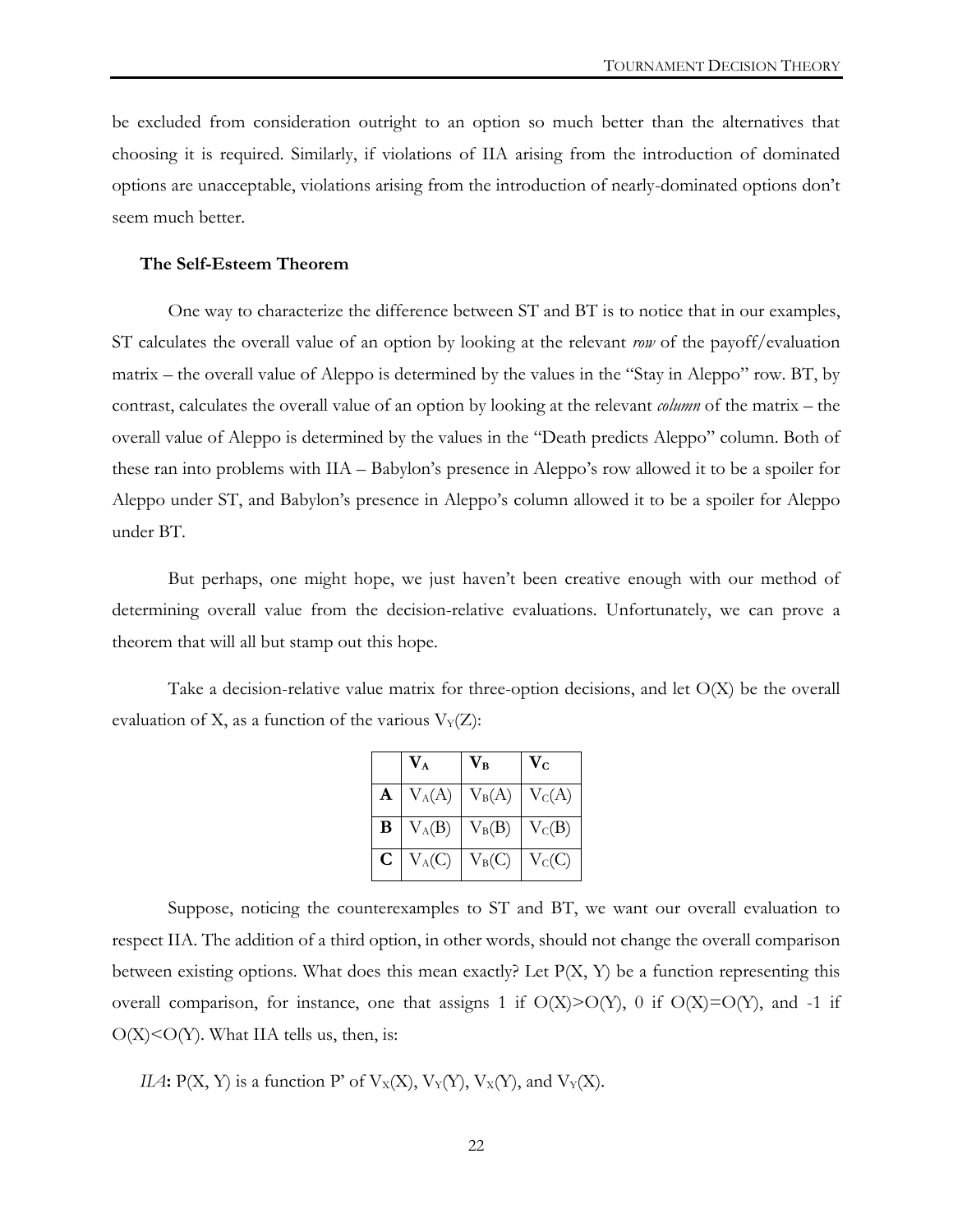be excluded from consideration outright to an option so much better than the alternatives that choosing it is required. Similarly, if violations of IIA arising from the introduction of dominated options are unacceptable, violations arising from the introduction of nearly-dominated options don't seem much better.

**The Self-Esteem Theorem**

One way to characterize the difference between ST and BT is to notice that in our examples, ST calculates the overall value of an option by looking at the relevant *row* of the payoff/evaluation matrix – the overall value of Aleppo is determined by the values in the "Stay in Aleppo" row. BT, by contrast, calculates the overall value of an option by looking at the relevant *column* of the matrix – the overall value of Aleppo is determined by the values in the "Death predicts Aleppo" column. Both of these ran into problems with IIA – Babylon's presence in Aleppo's row allowed it to be a spoiler for Aleppo under ST, and Babylon's presence in Aleppo's column allowed it to be a spoiler for Aleppo under BT.

But perhaps, one might hope, we just haven't been creative enough with our method of determining overall value from the decision-relative evaluations. Unfortunately, we can prove a theorem that will all but stamp out this hope.

Take a decision-relative value matrix for three-option decisions, and let O(X) be the overall evaluation of X, as a function of the various $V_Y(Z)$:

| | $\mathbf{V_A}$ | $\mathbf{V_B}$ | $\mathbf{V_C}$ |
|---|---|---|---|
| **A** | $V_A(A)$ | $V_B(A)$ | $V_C(A)$ |
| **B** | $V_A(B)$ | $V_B(B)$ | $V_C(B)$ |
| **C** | $V_A(C)$ | $V_B(C)$ | $V_C(C)$ |

Suppose, noticing the counterexamples to ST and BT, we want our overall evaluation to respect IIA. The addition of a third option, in other words, should not change the overall comparison between existing options. What does this mean exactly? Let P(X, Y) be a function representing this overall comparison, for instance, one that assigns 1 if O(X)>O(Y), 0 if O(X)=O(Y), and -1 if O(X)<O(Y). What IIA tells us, then, is:

*IIA*: P(X, Y) is a function P' of $V_X(X)$, $V_Y(Y)$, $V_X(Y)$, and $V_Y(X)$.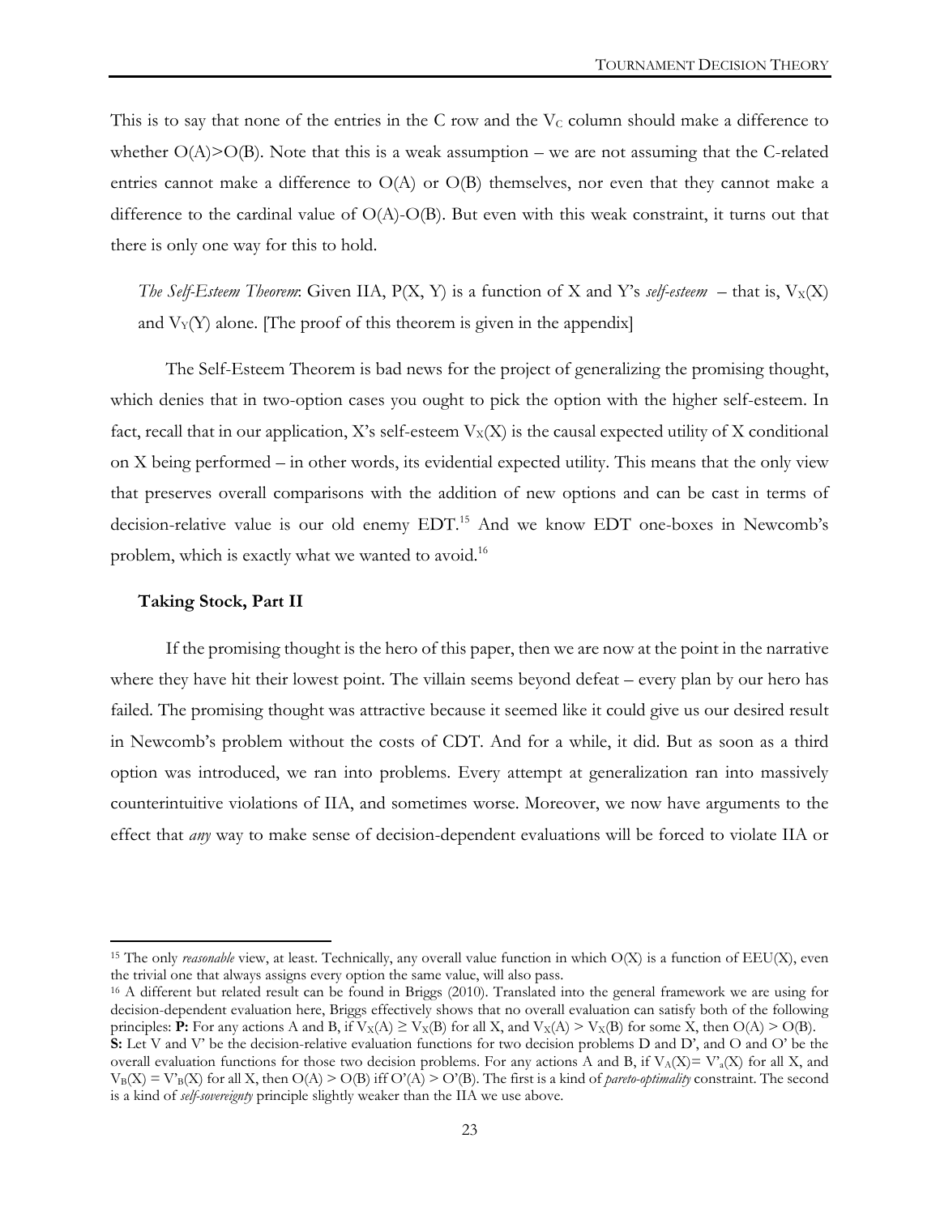This is to say that none of the entries in the C row and the $V_C$ column should make a difference to whether $O(A)>O(B)$. Note that this is a weak assumption – we are not assuming that the C-related entries cannot make a difference to $O(A)$ or $O(B)$ themselves, nor even that they cannot make a difference to the cardinal value of $O(A)-O(B)$. But even with this weak constraint, it turns out that there is only one way for this to hold.

> *The Self-Esteem Theorem*: Given IIA, $P(X, Y)$ is a function of X and Y's *self-esteem* – that is, $V_X(X)$ and $V_Y(Y)$ alone. [The proof of this theorem is given in the appendix]

The Self-Esteem Theorem is bad news for the project of generalizing the promising thought, which denies that in two-option cases you ought to pick the option with the higher self-esteem. In fact, recall that in our application, X's self-esteem $V_X(X)$ is the causal expected utility of X conditional on X being performed – in other words, its evidential expected utility. This means that the only view that preserves overall comparisons with the addition of new options and can be cast in terms of decision-relative value is our old enemy EDT.[15] And we know EDT one-boxes in Newcomb's problem, which is exactly what we wanted to avoid.[16]

### Taking Stock, Part II

If the promising thought is the hero of this paper, then we are now at the point in the narrative where they have hit their lowest point. The villain seems beyond defeat – every plan by our hero has failed. The promising thought was attractive because it seemed like it could give us our desired result in Newcomb's problem without the costs of CDT. And for a while, it did. But as soon as a third option was introduced, we ran into problems. Every attempt at generalization ran into massively counterintuitive violations of IIA, and sometimes worse. Moreover, we now have arguments to the effect that *any* way to make sense of decision-dependent evaluations will be forced to violate IIA or

---

[15] The only *reasonable* view, at least. Technically, any overall value function in which $O(X)$ is a function of $EEU(X)$, even the trivial one that always assigns every option the same value, will also pass.

[16] A different but related result can be found in Briggs (2010). Translated into the general framework we are using for decision-dependent evaluation here, Briggs effectively shows that no overall evaluation can satisfy both of the following principles: **P:** For any actions A and B, if $V_X(A) \geq V_X(B)$ for all X, and $V_X(A) > V_X(B)$ for some X, then $O(A) > O(B)$. **S:** Let V and V' be the decision-relative evaluation functions for two decision problems D and D', and O and O' be the overall evaluation functions for those two decision problems. For any actions A and B, if $V_A(X)= V'_a(X)$ for all X, and $V_B(X) = V'_B(X)$ for all X, then $O(A) > O(B)$ iff $O'(A) > O'(B)$. The first is a kind of *pareto-optimality* constraint. The second is a kind of *self-sovereignty* principle slightly weaker than the IIA we use above.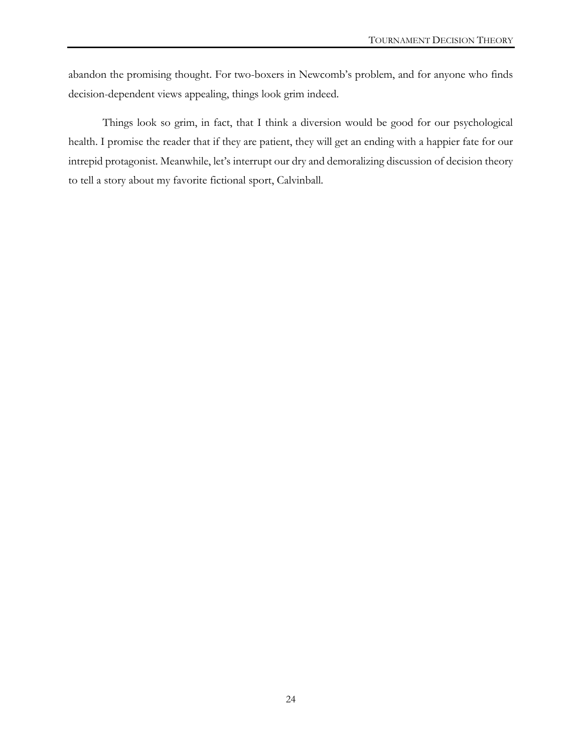abandon the promising thought. For two-boxers in Newcomb's problem, and for anyone who finds decision-dependent views appealing, things look grim indeed.

Things look so grim, in fact, that I think a diversion would be good for our psychological health. I promise the reader that if they are patient, they will get an ending with a happier fate for our intrepid protagonist. Meanwhile, let's interrupt our dry and demoralizing discussion of decision theory to tell a story about my favorite fictional sport, Calvinball.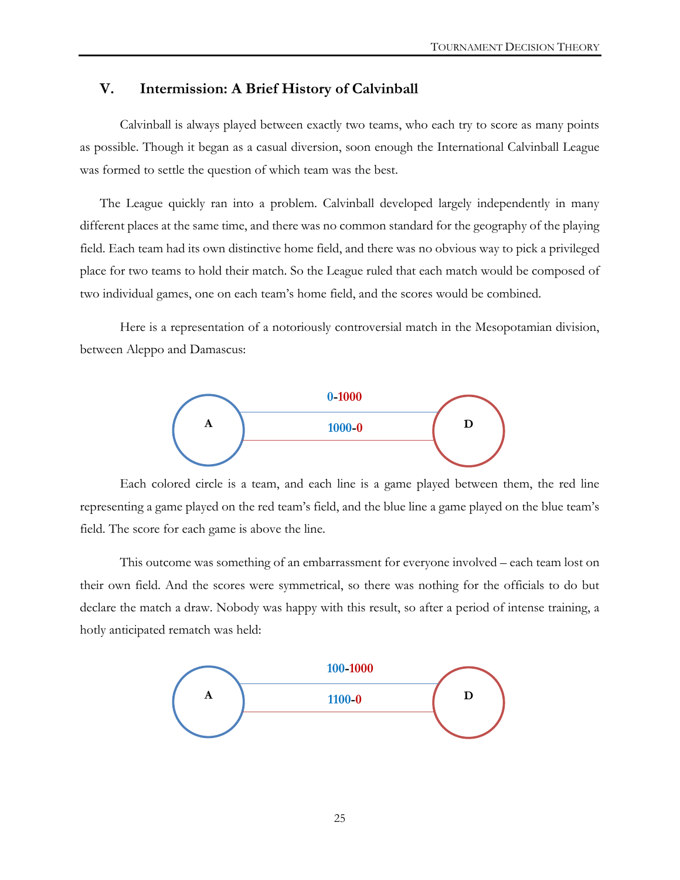## V. Intermission: A Brief History of Calvinball

Calvinball is always played between exactly two teams, who each try to score as many points as possible. Though it began as a casual diversion, soon enough the International Calvinball League was formed to settle the question of which team was the best.

The League quickly ran into a problem. Calvinball developed largely independently in many different places at the same time, and there was no common standard for the geography of the playing field. Each team had its own distinctive home field, and there was no obvious way to pick a privileged place for two teams to hold their match. So the League ruled that each match would be composed of two individual games, one on each team's home field, and the scores would be combined.

Here is a representation of a notoriously controversial match in the Mesopotamian division, between Aleppo and Damascus:

A — 0-1000 — D
A — 1000-0 — D

Each colored circle is a team, and each line is a game played between them, the red line representing a game played on the red team's field, and the blue line a game played on the blue team's field. The score for each game is above the line.

This outcome was something of an embarrassment for everyone involved – each team lost on their own field. And the scores were symmetrical, so there was nothing for the officials to do but declare the match a draw. Nobody was happy with this result, so after a period of intense training, a hotly anticipated rematch was held:

A — 100-1000 — D
A — 1100-0 — D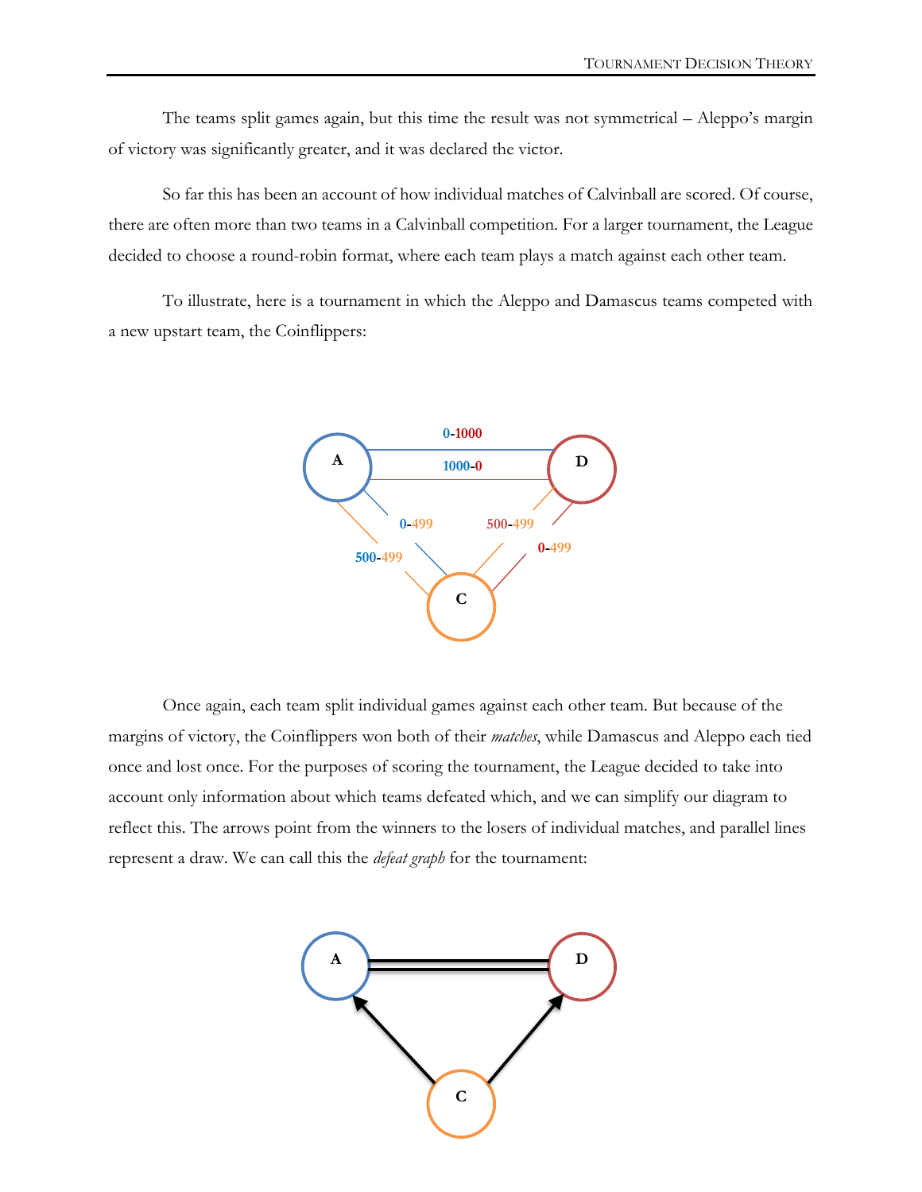The teams split games again, but this time the result was not symmetrical – Aleppo's margin of victory was significantly greater, and it was declared the victor.

So far this has been an account of how individual matches of Calvinball are scored. Of course, there are often more than two teams in a Calvinball competition. For a larger tournament, the League decided to choose a round-robin format, where each team plays a match against each other team.

To illustrate, here is a tournament in which the Aleppo and Damascus teams competed with a new upstart team, the Coinflippers:

Once again, each team split individual games against each other team. But because of the margins of victory, the Coinflippers won both of their *matches*, while Damascus and Aleppo each tied once and lost once. For the purposes of scoring the tournament, the League decided to take into account only information about which teams defeated which, and we can simplify our diagram to reflect this. The arrows point from the winners to the losers of individual matches, and parallel lines represent a draw. We can call this the *defeat graph* for the tournament: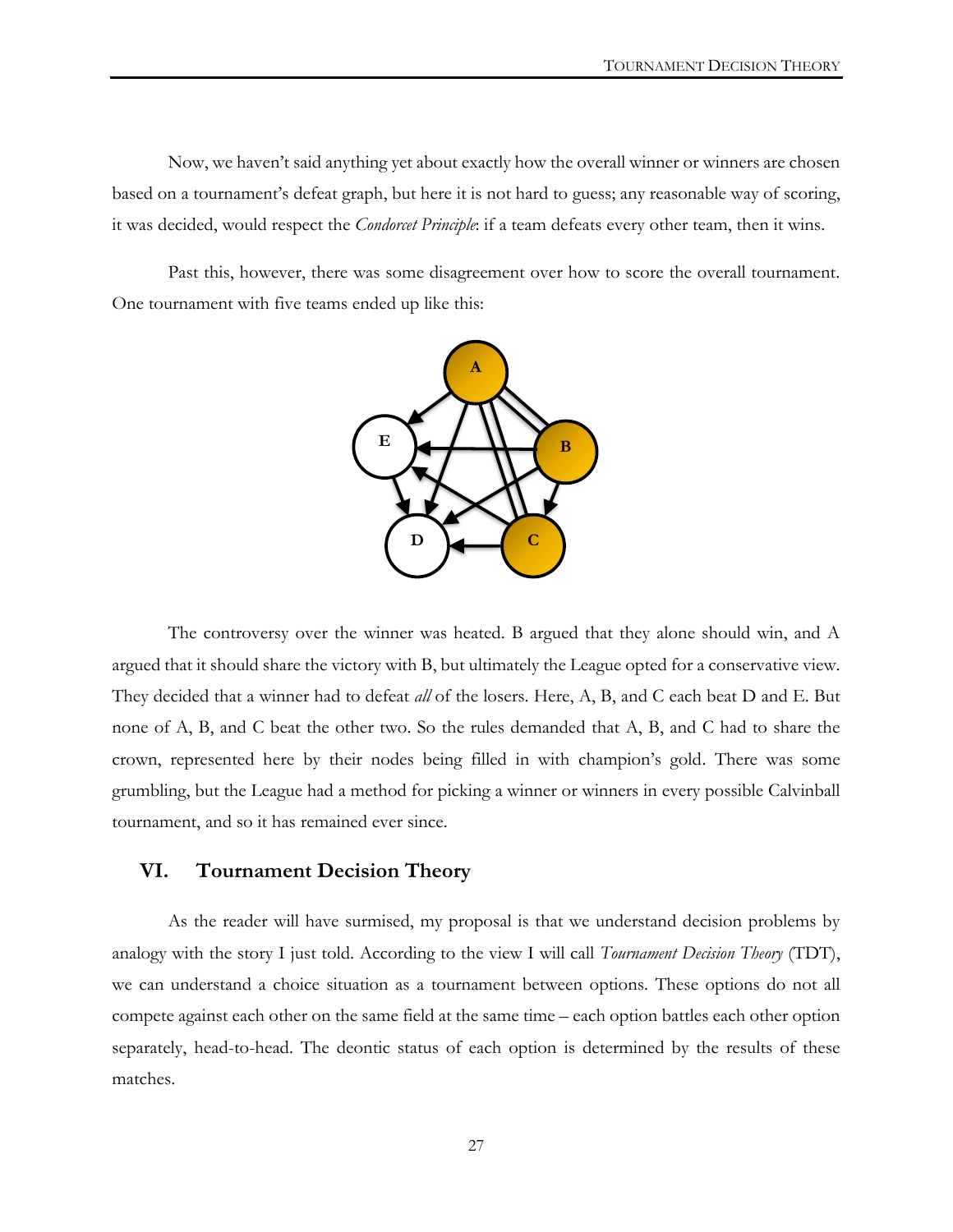Now, we haven't said anything yet about exactly how the overall winner or winners are chosen based on a tournament's defeat graph, but here it is not hard to guess; any reasonable way of scoring, it was decided, would respect the *Condorcet Principle*: if a team defeats every other team, then it wins.

Past this, however, there was some disagreement over how to score the overall tournament. One tournament with five teams ended up like this:

The controversy over the winner was heated. B argued that they alone should win, and A argued that it should share the victory with B, but ultimately the League opted for a conservative view. They decided that a winner had to defeat *all* of the losers. Here, A, B, and C each beat D and E. But none of A, B, and C beat the other two. So the rules demanded that A, B, and C had to share the crown, represented here by their nodes being filled in with champion's gold. There was some grumbling, but the League had a method for picking a winner or winners in every possible Calvinball tournament, and so it has remained ever since.

## VI. Tournament Decision Theory

As the reader will have surmised, my proposal is that we understand decision problems by analogy with the story I just told. According to the view I will call *Tournament Decision Theory* (TDT), we can understand a choice situation as a tournament between options. These options do not all compete against each other on the same field at the same time – each option battles each other option separately, head-to-head. The deontic status of each option is determined by the results of these matches.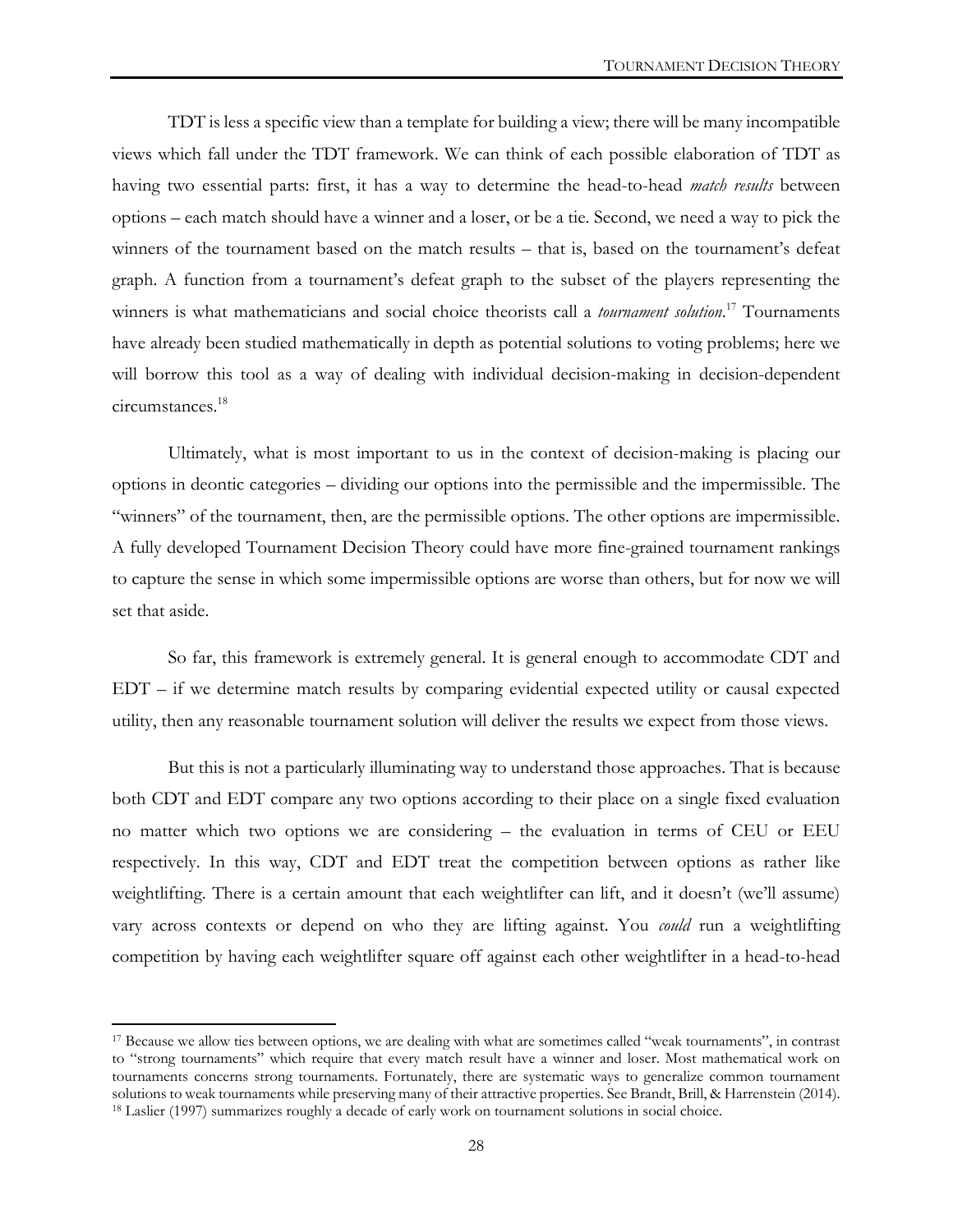TDT is less a specific view than a template for building a view; there will be many incompatible views which fall under the TDT framework. We can think of each possible elaboration of TDT as having two essential parts: first, it has a way to determine the head-to-head *match results* between options – each match should have a winner and a loser, or be a tie. Second, we need a way to pick the winners of the tournament based on the match results – that is, based on the tournament's defeat graph. A function from a tournament's defeat graph to the subset of the players representing the winners is what mathematicians and social choice theorists call a *tournament solution*.[17] Tournaments have already been studied mathematically in depth as potential solutions to voting problems; here we will borrow this tool as a way of dealing with individual decision-making in decision-dependent circumstances.[18]

Ultimately, what is most important to us in the context of decision-making is placing our options in deontic categories – dividing our options into the permissible and the impermissible. The "winners" of the tournament, then, are the permissible options. The other options are impermissible. A fully developed Tournament Decision Theory could have more fine-grained tournament rankings to capture the sense in which some impermissible options are worse than others, but for now we will set that aside.

So far, this framework is extremely general. It is general enough to accommodate CDT and EDT – if we determine match results by comparing evidential expected utility or causal expected utility, then any reasonable tournament solution will deliver the results we expect from those views.

But this is not a particularly illuminating way to understand those approaches. That is because both CDT and EDT compare any two options according to their place on a single fixed evaluation no matter which two options we are considering – the evaluation in terms of CEU or EEU respectively. In this way, CDT and EDT treat the competition between options as rather like weightlifting. There is a certain amount that each weightlifter can lift, and it doesn't (we'll assume) vary across contexts or depend on who they are lifting against. You *could* run a weightlifting competition by having each weightlifter square off against each other weightlifter in a head-to-head

---

[17] Because we allow ties between options, we are dealing with what are sometimes called "weak tournaments", in contrast to "strong tournaments" which require that every match result have a winner and loser. Most mathematical work on tournaments concerns strong tournaments. Fortunately, there are systematic ways to generalize common tournament solutions to weak tournaments while preserving many of their attractive properties. See Brandt, Brill, & Harrenstein (2014).

[18] Laslier (1997) summarizes roughly a decade of early work on tournament solutions in social choice.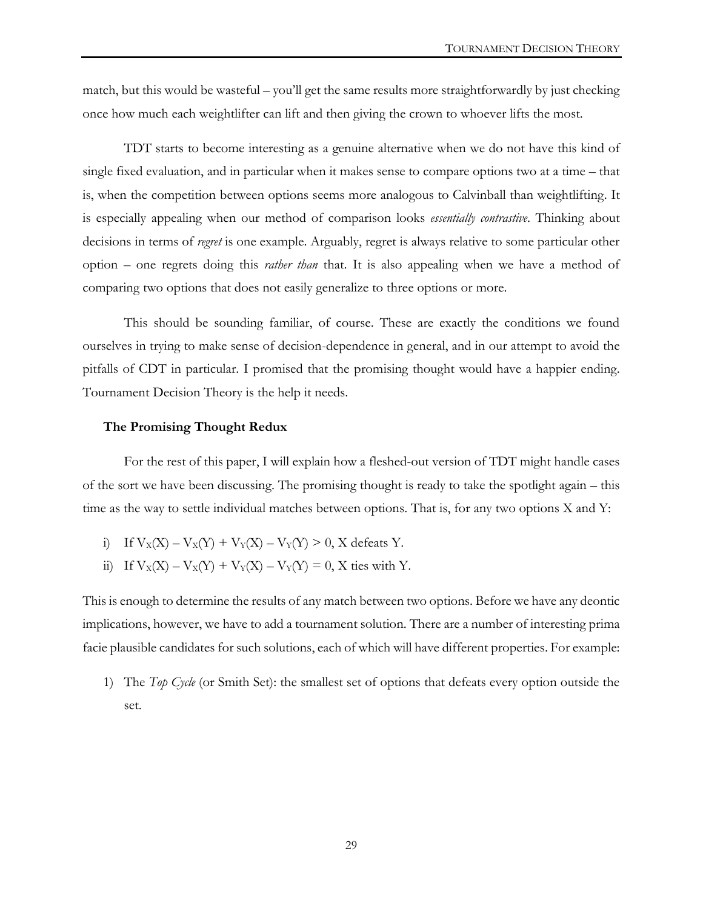match, but this would be wasteful – you'll get the same results more straightforwardly by just checking once how much each weightlifter can lift and then giving the crown to whoever lifts the most.

TDT starts to become interesting as a genuine alternative when we do not have this kind of single fixed evaluation, and in particular when it makes sense to compare options two at a time – that is, when the competition between options seems more analogous to Calvinball than weightlifting. It is especially appealing when our method of comparison looks *essentially contrastive*. Thinking about decisions in terms of *regret* is one example. Arguably, regret is always relative to some particular other option – one regrets doing this *rather than* that. It is also appealing when we have a method of comparing two options that does not easily generalize to three options or more.

This should be sounding familiar, of course. These are exactly the conditions we found ourselves in trying to make sense of decision-dependence in general, and in our attempt to avoid the pitfalls of CDT in particular. I promised that the promising thought would have a happier ending. Tournament Decision Theory is the help it needs.

#### The Promising Thought Redux

For the rest of this paper, I will explain how a fleshed-out version of TDT might handle cases of the sort we have been discussing. The promising thought is ready to take the spotlight again – this time as the way to settle individual matches between options. That is, for any two options X and Y:

i) If $V_X(X) - V_X(Y) + V_Y(X) - V_Y(Y) > 0$, X defeats Y.
ii) If $V_X(X) - V_X(Y) + V_Y(X) - V_Y(Y) = 0$, X ties with Y.

This is enough to determine the results of any match between two options. Before we have any deontic implications, however, we have to add a tournament solution. There are a number of interesting prima facie plausible candidates for such solutions, each of which will have different properties. For example:

1) The *Top Cycle* (or Smith Set): the smallest set of options that defeats every option outside the set.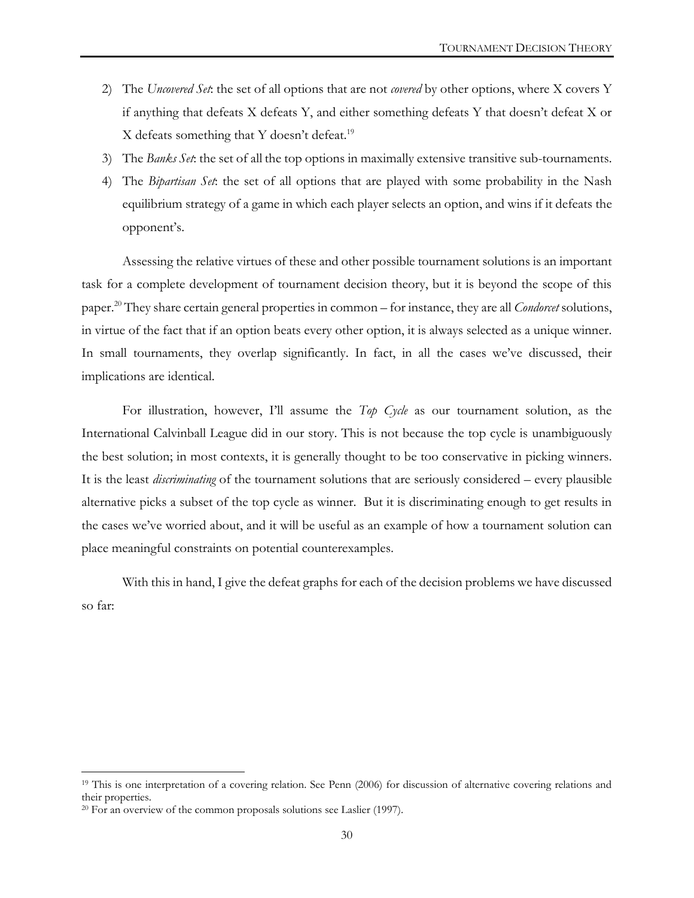2) The *Uncovered Set*: the set of all options that are not *covered* by other options, where X covers Y if anything that defeats X defeats Y, and either something defeats Y that doesn't defeat X or X defeats something that Y doesn't defeat.[19]
3) The *Banks Set*: the set of all the top options in maximally extensive transitive sub-tournaments.
4) The *Bipartisan Set*: the set of all options that are played with some probability in the Nash equilibrium strategy of a game in which each player selects an option, and wins if it defeats the opponent's.

Assessing the relative virtues of these and other possible tournament solutions is an important task for a complete development of tournament decision theory, but it is beyond the scope of this paper.[20] They share certain general properties in common – for instance, they are all *Condorcet* solutions, in virtue of the fact that if an option beats every other option, it is always selected as a unique winner. In small tournaments, they overlap significantly. In fact, in all the cases we've discussed, their implications are identical.

For illustration, however, I'll assume the *Top Cycle* as our tournament solution, as the International Calvinball League did in our story. This is not because the top cycle is unambiguously the best solution; in most contexts, it is generally thought to be too conservative in picking winners. It is the least *discriminating* of the tournament solutions that are seriously considered – every plausible alternative picks a subset of the top cycle as winner. But it is discriminating enough to get results in the cases we've worried about, and it will be useful as an example of how a tournament solution can place meaningful constraints on potential counterexamples.

With this in hand, I give the defeat graphs for each of the decision problems we have discussed so far:

---

[19] This is one interpretation of a covering relation. See Penn (2006) for discussion of alternative covering relations and their properties.

[20] For an overview of the common proposals solutions see Laslier (1997).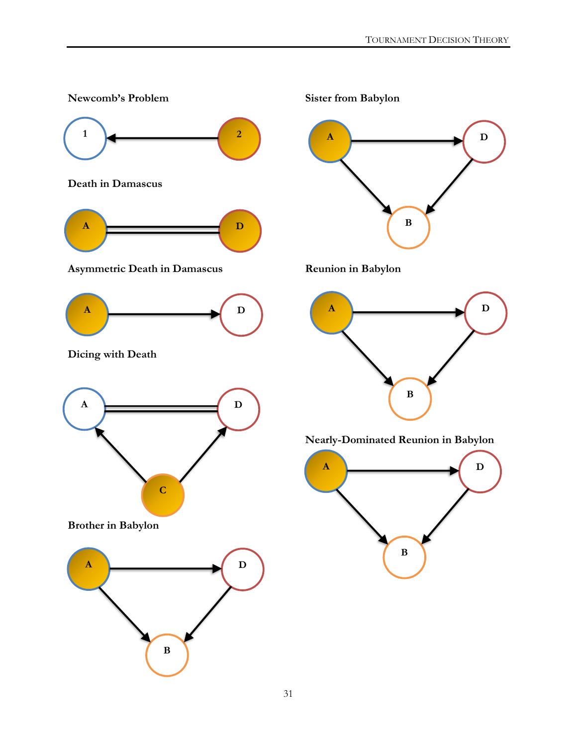**Newcomb's Problem**

1 ← 2

**Death in Damascus**

A = D

**Asymmetric Death in Damascus**

A → D

**Dicing with Death**

A = D, C → A, C → D

**Brother in Babylon**

A → D, A → B, D → B

**Sister from Babylon**

A → D, A → B, D → B

**Reunion in Babylon**

A → D, A → B, D → B

**Nearly-Dominated Reunion in Babylon**

A → D, A → B, D → B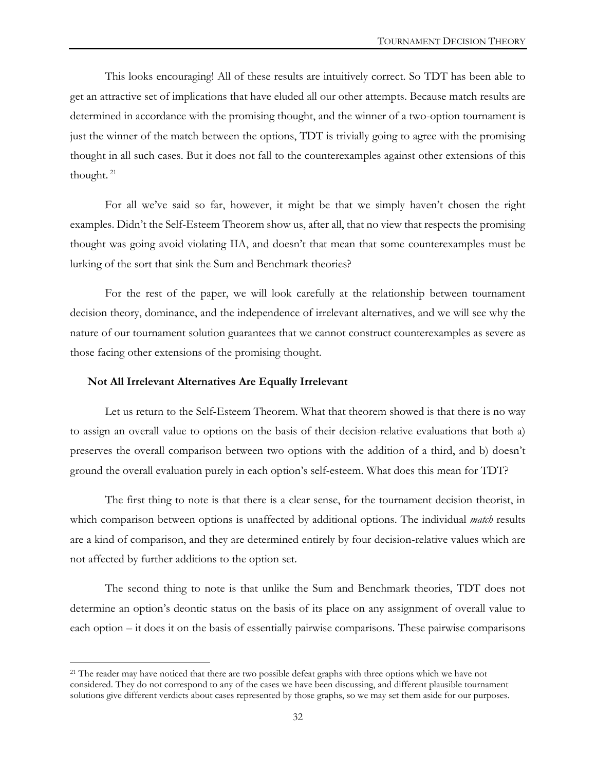This looks encouraging! All of these results are intuitively correct. So TDT has been able to get an attractive set of implications that have eluded all our other attempts. Because match results are determined in accordance with the promising thought, and the winner of a two-option tournament is just the winner of the match between the options, TDT is trivially going to agree with the promising thought in all such cases. But it does not fall to the counterexamples against other extensions of this thought. [21]

For all we've said so far, however, it might be that we simply haven't chosen the right examples. Didn't the Self-Esteem Theorem show us, after all, that no view that respects the promising thought was going avoid violating IIA, and doesn't that mean that some counterexamples must be lurking of the sort that sink the Sum and Benchmark theories?

For the rest of the paper, we will look carefully at the relationship between tournament decision theory, dominance, and the independence of irrelevant alternatives, and we will see why the nature of our tournament solution guarantees that we cannot construct counterexamples as severe as those facing other extensions of the promising thought.

### Not All Irrelevant Alternatives Are Equally Irrelevant

Let us return to the Self-Esteem Theorem. What that theorem showed is that there is no way to assign an overall value to options on the basis of their decision-relative evaluations that both a) preserves the overall comparison between two options with the addition of a third, and b) doesn't ground the overall evaluation purely in each option's self-esteem. What does this mean for TDT?

The first thing to note is that there is a clear sense, for the tournament decision theorist, in which comparison between options is unaffected by additional options. The individual *match* results are a kind of comparison, and they are determined entirely by four decision-relative values which are not affected by further additions to the option set.

The second thing to note is that unlike the Sum and Benchmark theories, TDT does not determine an option's deontic status on the basis of its place on any assignment of overall value to each option – it does it on the basis of essentially pairwise comparisons. These pairwise comparisons

[21] The reader may have noticed that there are two possible defeat graphs with three options which we have not considered. They do not correspond to any of the cases we have been discussing, and different plausible tournament solutions give different verdicts about cases represented by those graphs, so we may set them aside for our purposes.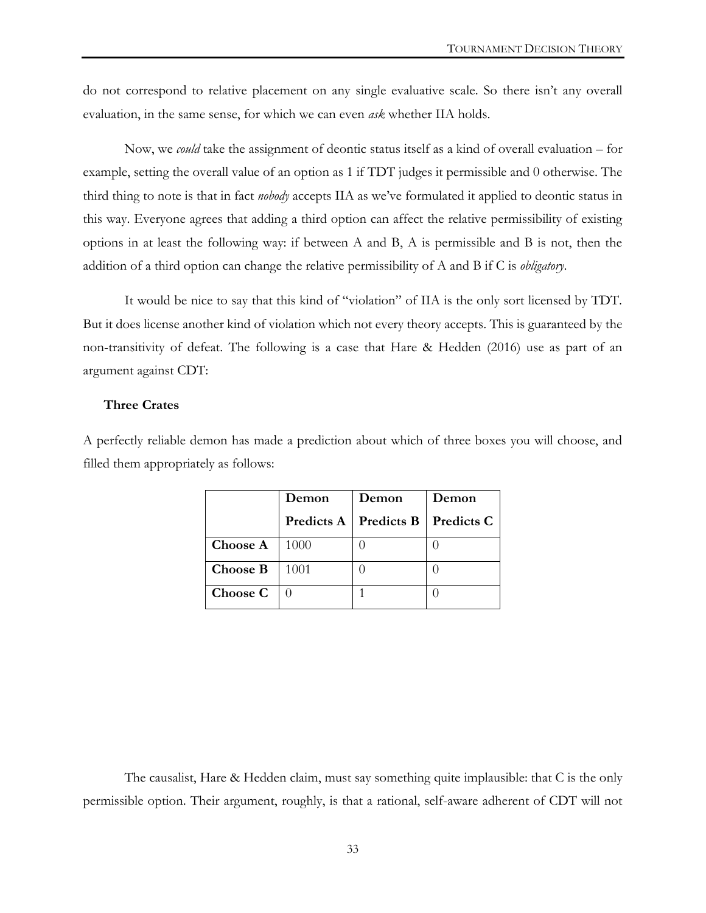do not correspond to relative placement on any single evaluative scale. So there isn't any overall evaluation, in the same sense, for which we can even *ask* whether IIA holds.

Now, we *could* take the assignment of deontic status itself as a kind of overall evaluation – for example, setting the overall value of an option as 1 if TDT judges it permissible and 0 otherwise. The third thing to note is that in fact *nobody* accepts IIA as we've formulated it applied to deontic status in this way. Everyone agrees that adding a third option can affect the relative permissibility of existing options in at least the following way: if between A and B, A is permissible and B is not, then the addition of a third option can change the relative permissibility of A and B if C is *obligatory*.

It would be nice to say that this kind of "violation" of IIA is the only sort licensed by TDT. But it does license another kind of violation which not every theory accepts. This is guaranteed by the non-transitivity of defeat. The following is a case that Hare & Hedden (2016) use as part of an argument against CDT:

**Three Crates**

A perfectly reliable demon has made a prediction about which of three boxes you will choose, and filled them appropriately as follows:

| | **Demon Predicts A** | **Demon Predicts B** | **Demon Predicts C** |
|---|---|---|---|
| **Choose A** | 1000 | 0 | 0 |
| **Choose B** | 1001 | 0 | 0 |
| **Choose C** | 0 | 1 | 0 |

The causalist, Hare & Hedden claim, must say something quite implausible: that C is the only permissible option. Their argument, roughly, is that a rational, self-aware adherent of CDT will not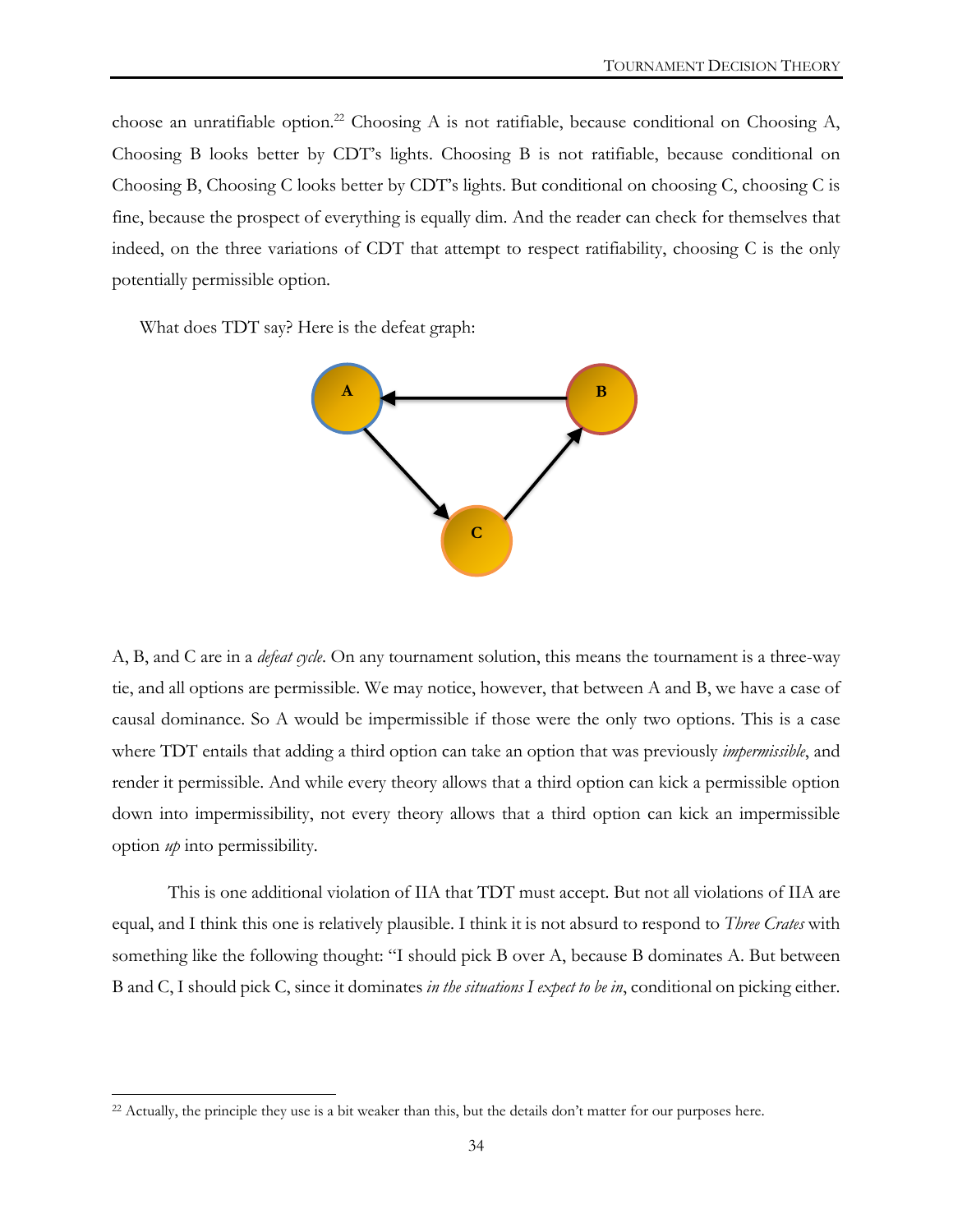choose an unratifiable option.[22] Choosing A is not ratifiable, because conditional on Choosing A, Choosing B looks better by CDT's lights. Choosing B is not ratifiable, because conditional on Choosing B, Choosing C looks better by CDT's lights. But conditional on choosing C, choosing C is fine, because the prospect of everything is equally dim. And the reader can check for themselves that indeed, on the three variations of CDT that attempt to respect ratifiability, choosing C is the only potentially permissible option.

What does TDT say? Here is the defeat graph:

A, B, and C are in a *defeat cycle*. On any tournament solution, this means the tournament is a three-way tie, and all options are permissible. We may notice, however, that between A and B, we have a case of causal dominance. So A would be impermissible if those were the only two options. This is a case where TDT entails that adding a third option can take an option that was previously *impermissible*, and render it permissible. And while every theory allows that a third option can kick a permissible option down into impermissibility, not every theory allows that a third option can kick an impermissible option *up* into permissibility.

This is one additional violation of IIA that TDT must accept. But not all violations of IIA are equal, and I think this one is relatively plausible. I think it is not absurd to respond to *Three Crates* with something like the following thought: "I should pick B over A, because B dominates A. But between B and C, I should pick C, since it dominates *in the situations I expect to be in*, conditional on picking either.

---

[22] Actually, the principle they use is a bit weaker than this, but the details don't matter for our purposes here.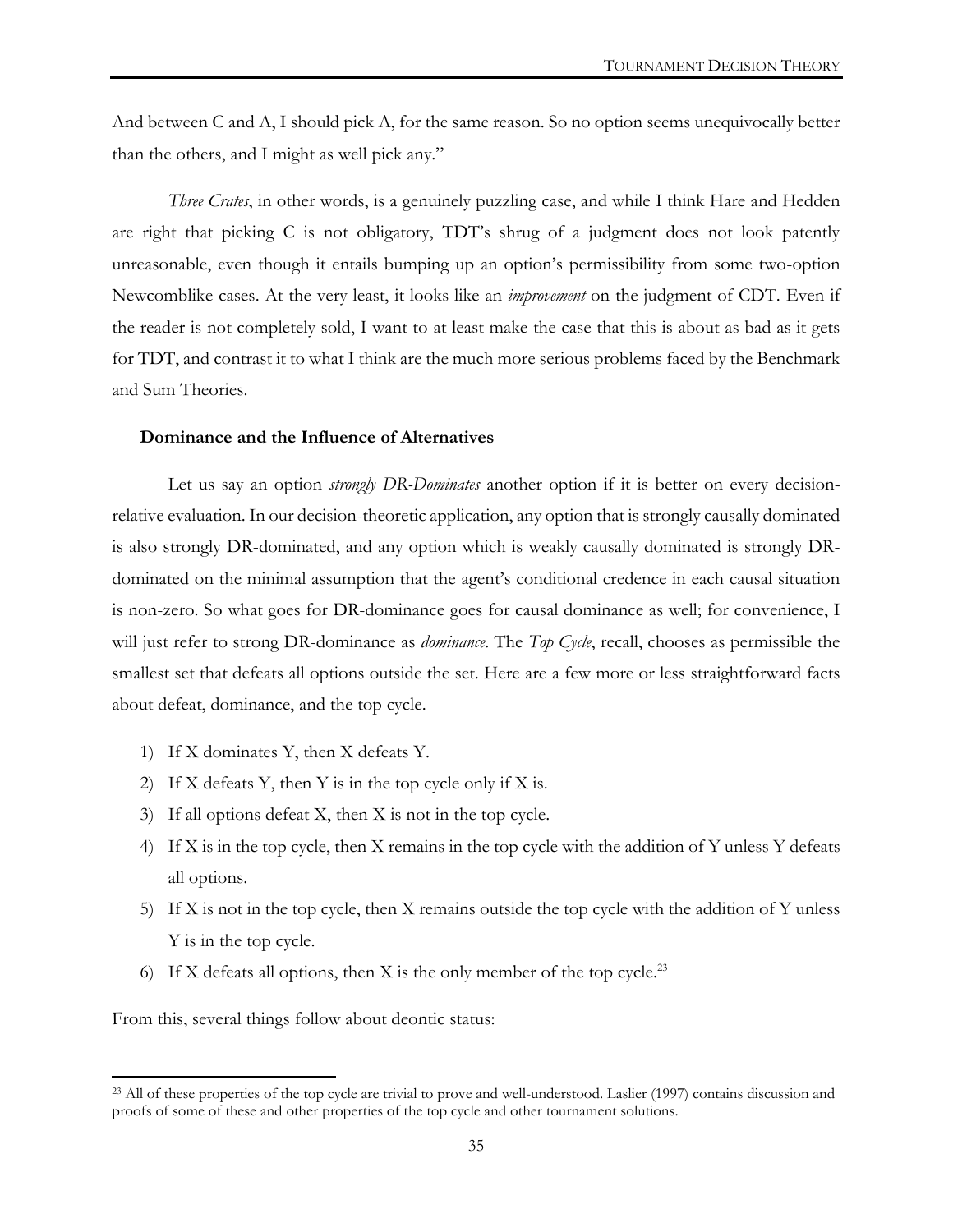And between C and A, I should pick A, for the same reason. So no option seems unequivocally better than the others, and I might as well pick any."

*Three Crates*, in other words, is a genuinely puzzling case, and while I think Hare and Hedden are right that picking C is not obligatory, TDT's shrug of a judgment does not look patently unreasonable, even though it entails bumping up an option's permissibility from some two-option Newcomblike cases. At the very least, it looks like an *improvement* on the judgment of CDT. Even if the reader is not completely sold, I want to at least make the case that this is about as bad as it gets for TDT, and contrast it to what I think are the much more serious problems faced by the Benchmark and Sum Theories.

**Dominance and the Influence of Alternatives**

Let us say an option *strongly DR-Dominates* another option if it is better on every decision-relative evaluation. In our decision-theoretic application, any option that is strongly causally dominated is also strongly DR-dominated, and any option which is weakly causally dominated is strongly DR-dominated on the minimal assumption that the agent's conditional credence in each causal situation is non-zero. So what goes for DR-dominance goes for causal dominance as well; for convenience, I will just refer to strong DR-dominance as *dominance*. The *Top Cycle*, recall, chooses as permissible the smallest set that defeats all options outside the set. Here are a few more or less straightforward facts about defeat, dominance, and the top cycle.

1) If X dominates Y, then X defeats Y.
2) If X defeats Y, then Y is in the top cycle only if X is.
3) If all options defeat X, then X is not in the top cycle.
4) If X is in the top cycle, then X remains in the top cycle with the addition of Y unless Y defeats all options.
5) If X is not in the top cycle, then X remains outside the top cycle with the addition of Y unless Y is in the top cycle.
6) If X defeats all options, then X is the only member of the top cycle.[23]

From this, several things follow about deontic status:

[23] All of these properties of the top cycle are trivial to prove and well-understood. Laslier (1997) contains discussion and proofs of some of these and other properties of the top cycle and other tournament solutions.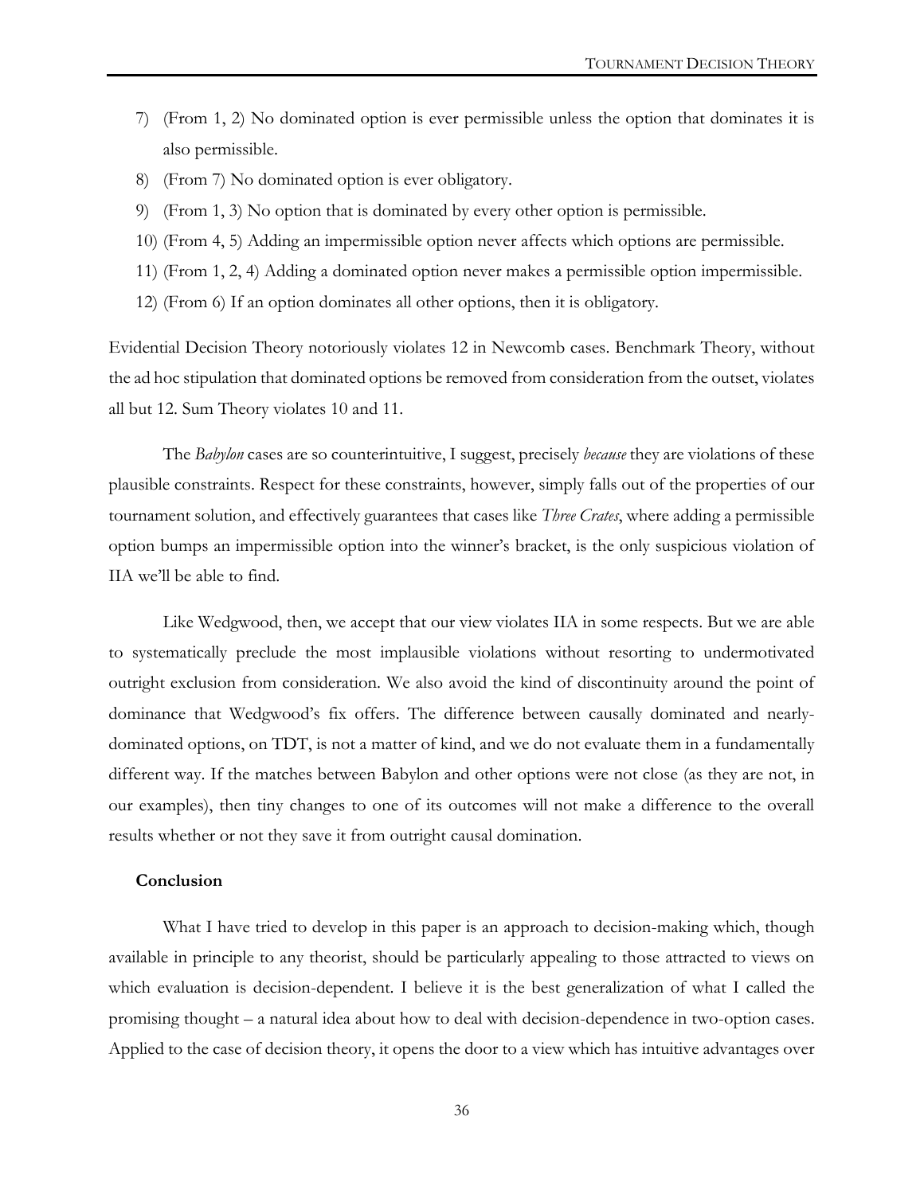7) (From 1, 2) No dominated option is ever permissible unless the option that dominates it is also permissible.
8) (From 7) No dominated option is ever obligatory.
9) (From 1, 3) No option that is dominated by every other option is permissible.
10) (From 4, 5) Adding an impermissible option never affects which options are permissible.
11) (From 1, 2, 4) Adding a dominated option never makes a permissible option impermissible.
12) (From 6) If an option dominates all other options, then it is obligatory.

Evidential Decision Theory notoriously violates 12 in Newcomb cases. Benchmark Theory, without the ad hoc stipulation that dominated options be removed from consideration from the outset, violates all but 12. Sum Theory violates 10 and 11.

The *Babylon* cases are so counterintuitive, I suggest, precisely *because* they are violations of these plausible constraints. Respect for these constraints, however, simply falls out of the properties of our tournament solution, and effectively guarantees that cases like *Three Crates*, where adding a permissible option bumps an impermissible option into the winner's bracket, is the only suspicious violation of IIA we'll be able to find.

Like Wedgwood, then, we accept that our view violates IIA in some respects. But we are able to systematically preclude the most implausible violations without resorting to undermotivated outright exclusion from consideration. We also avoid the kind of discontinuity around the point of dominance that Wedgwood's fix offers. The difference between causally dominated and nearly-dominated options, on TDT, is not a matter of kind, and we do not evaluate them in a fundamentally different way. If the matches between Babylon and other options were not close (as they are not, in our examples), then tiny changes to one of its outcomes will not make a difference to the overall results whether or not they save it from outright causal domination.

### Conclusion

What I have tried to develop in this paper is an approach to decision-making which, though available in principle to any theorist, should be particularly appealing to those attracted to views on which evaluation is decision-dependent. I believe it is the best generalization of what I called the promising thought – a natural idea about how to deal with decision-dependence in two-option cases. Applied to the case of decision theory, it opens the door to a view which has intuitive advantages over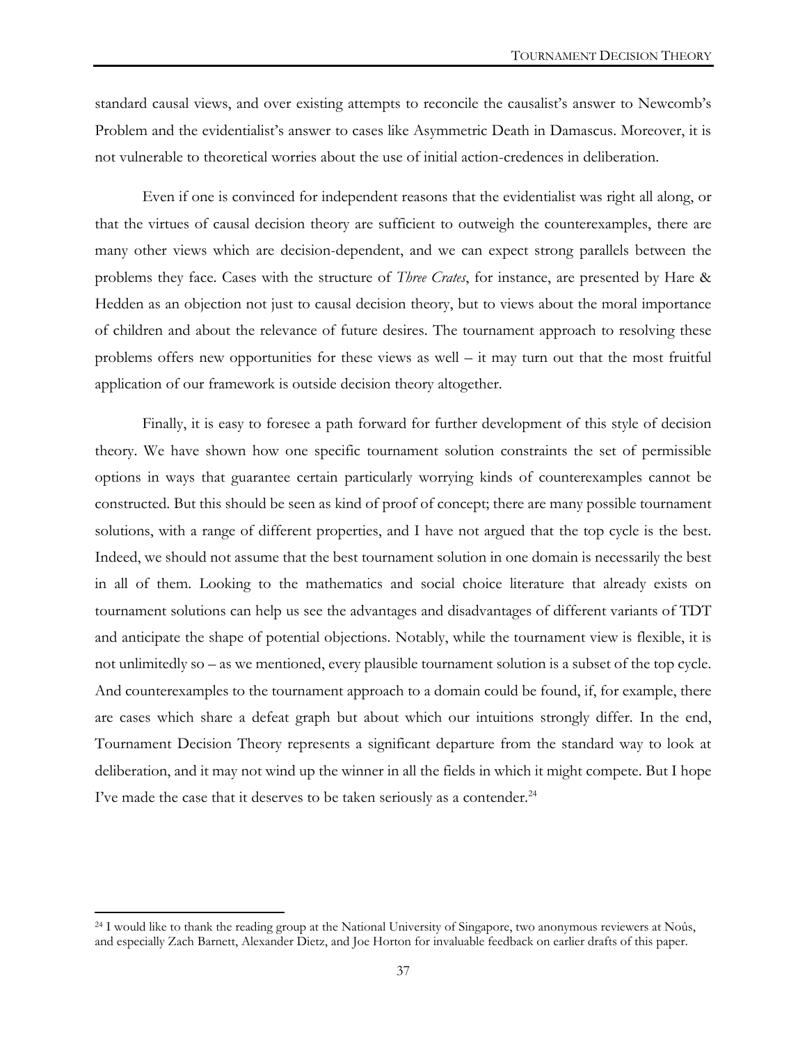standard causal views, and over existing attempts to reconcile the causalist's answer to Newcomb's Problem and the evidentialist's answer to cases like Asymmetric Death in Damascus. Moreover, it is not vulnerable to theoretical worries about the use of initial action-credences in deliberation.

Even if one is convinced for independent reasons that the evidentialist was right all along, or that the virtues of causal decision theory are sufficient to outweigh the counterexamples, there are many other views which are decision-dependent, and we can expect strong parallels between the problems they face. Cases with the structure of *Three Crates*, for instance, are presented by Hare & Hedden as an objection not just to causal decision theory, but to views about the moral importance of children and about the relevance of future desires. The tournament approach to resolving these problems offers new opportunities for these views as well – it may turn out that the most fruitful application of our framework is outside decision theory altogether.

Finally, it is easy to foresee a path forward for further development of this style of decision theory. We have shown how one specific tournament solution constraints the set of permissible options in ways that guarantee certain particularly worrying kinds of counterexamples cannot be constructed. But this should be seen as kind of proof of concept; there are many possible tournament solutions, with a range of different properties, and I have not argued that the top cycle is the best. Indeed, we should not assume that the best tournament solution in one domain is necessarily the best in all of them. Looking to the mathematics and social choice literature that already exists on tournament solutions can help us see the advantages and disadvantages of different variants of TDT and anticipate the shape of potential objections. Notably, while the tournament view is flexible, it is not unlimitedly so – as we mentioned, every plausible tournament solution is a subset of the top cycle. And counterexamples to the tournament approach to a domain could be found, if, for example, there are cases which share a defeat graph but about which our intuitions strongly differ. In the end, Tournament Decision Theory represents a significant departure from the standard way to look at deliberation, and it may not wind up the winner in all the fields in which it might compete. But I hope I've made the case that it deserves to be taken seriously as a contender.[24]

[24] I would like to thank the reading group at the National University of Singapore, two anonymous reviewers at Noûs, and especially Zach Barnett, Alexander Dietz, and Joe Horton for invaluable feedback on earlier drafts of this paper.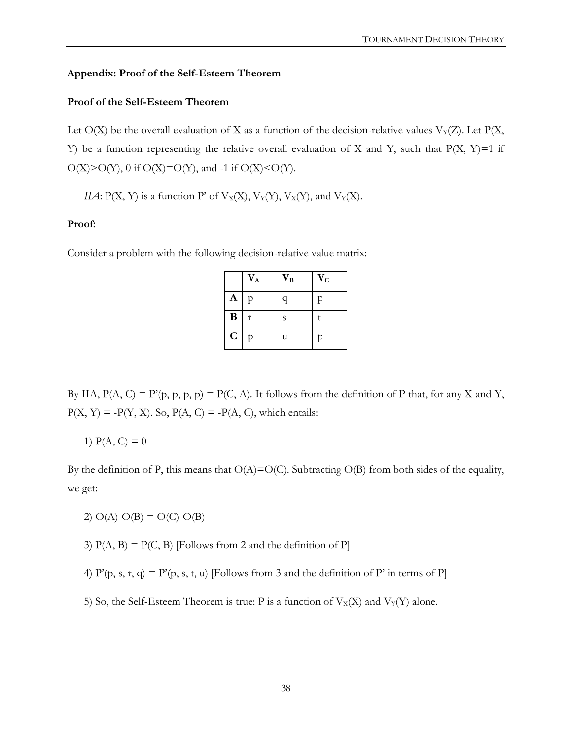## Appendix: Proof of the Self-Esteem Theorem

### Proof of the Self-Esteem Theorem

Let O(X) be the overall evaluation of X as a function of the decision-relative values $V_Y(Z)$. Let P(X, Y) be a function representing the relative overall evaluation of X and Y, such that P(X, Y)=1 if O(X)>O(Y), 0 if O(X)=O(Y), and -1 if O(X)<O(Y).

*IIA*: P(X, Y) is a function P' of $V_X(X)$, $V_Y(Y)$, $V_X(Y)$, and $V_Y(X)$.

**Proof:**

Consider a problem with the following decision-relative value matrix:

| | $V_A$ | $V_B$ | $V_C$ |
|---|---|---|---|
| **A** | p | q | p |
| **B** | r | s | t |
| **C** | p | u | p |

By IIA, P(A, C) = P'(p, p, p, p) = P(C, A). It follows from the definition of P that, for any X and Y, P(X, Y) = -P(Y, X). So, P(A, C) = -P(A, C), which entails:

1) P(A, C) = 0

By the definition of P, this means that O(A)=O(C). Subtracting O(B) from both sides of the equality, we get:

2) O(A)-O(B) = O(C)-O(B)

3) P(A, B) = P(C, B) [Follows from 2 and the definition of P]

4) P'(p, s, r, q) = P'(p, s, t, u) [Follows from 3 and the definition of P' in terms of P]

5) So, the Self-Esteem Theorem is true: P is a function of $V_X(X)$ and $V_Y(Y)$ alone.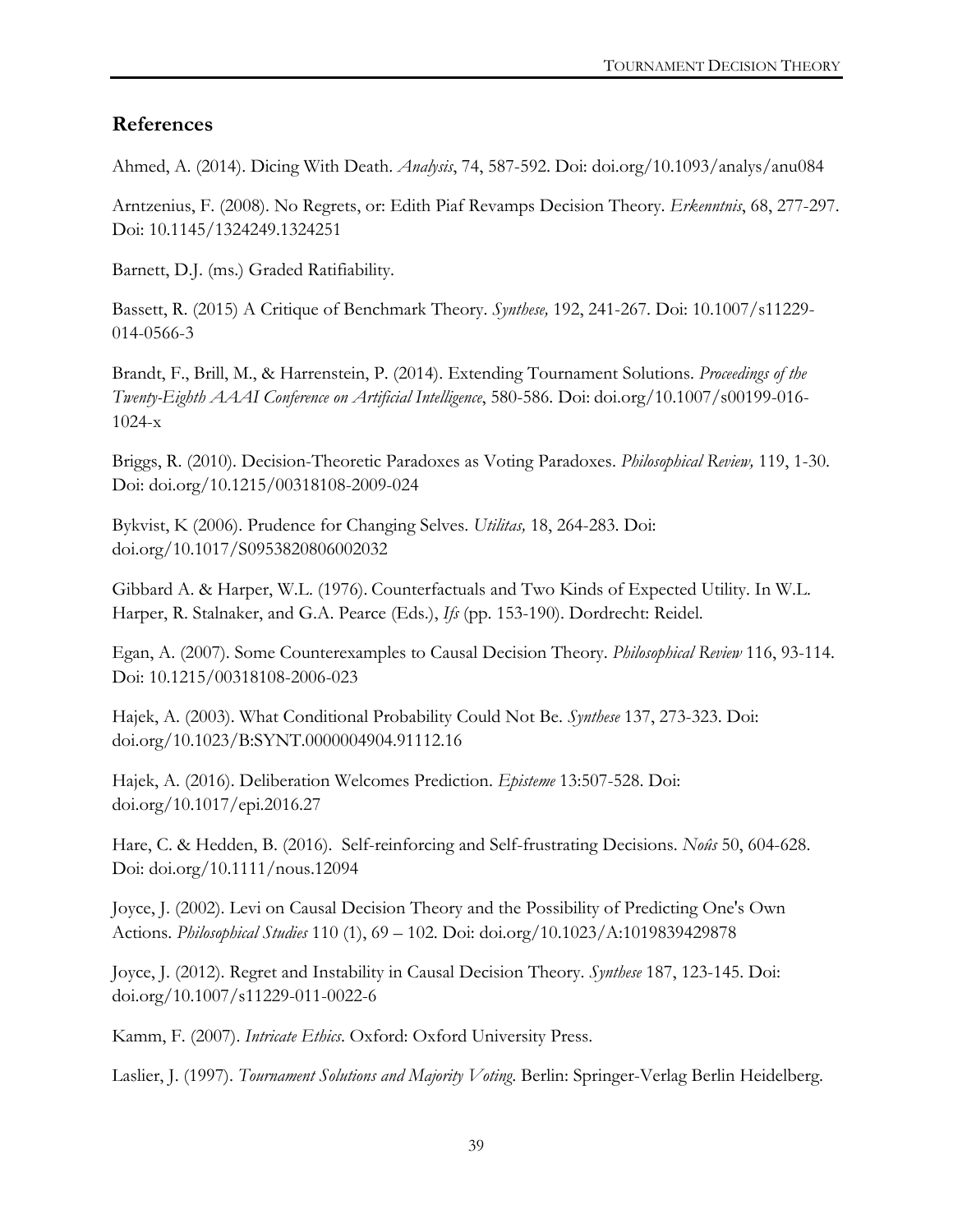## References

Ahmed, A. (2014). Dicing With Death. *Analysis*, 74, 587-592. Doi: doi.org/10.1093/analys/anu084

Arntzenius, F. (2008). No Regrets, or: Edith Piaf Revamps Decision Theory. *Erkenntnis*, 68, 277-297. Doi: 10.1145/1324249.1324251

Barnett, D.J. (ms.) Graded Ratifiability.

Bassett, R. (2015) A Critique of Benchmark Theory. *Synthese,* 192, 241-267. Doi: 10.1007/s11229-014-0566-3

Brandt, F., Brill, M., & Harrenstein, P. (2014). Extending Tournament Solutions. *Proceedings of the Twenty-Eighth AAAI Conference on Artificial Intelligence*, 580-586. Doi: doi.org/10.1007/s00199-016-1024-x

Briggs, R. (2010). Decision-Theoretic Paradoxes as Voting Paradoxes. *Philosophical Review,* 119, 1-30. Doi: doi.org/10.1215/00318108-2009-024

Bykvist, K (2006). Prudence for Changing Selves. *Utilitas,* 18, 264-283. Doi: doi.org/10.1017/S0953820806002032

Gibbard A. & Harper, W.L. (1976). Counterfactuals and Two Kinds of Expected Utility. In W.L. Harper, R. Stalnaker, and G.A. Pearce (Eds.), *Ifs* (pp. 153-190). Dordrecht: Reidel.

Egan, A. (2007). Some Counterexamples to Causal Decision Theory. *Philosophical Review* 116, 93-114. Doi: 10.1215/00318108-2006-023

Hajek, A. (2003). What Conditional Probability Could Not Be. *Synthese* 137, 273-323. Doi: doi.org/10.1023/B:SYNT.0000004904.91112.16

Hajek, A. (2016). Deliberation Welcomes Prediction. *Episteme* 13:507-528. Doi: doi.org/10.1017/epi.2016.27

Hare, C. & Hedden, B. (2016). Self-reinforcing and Self-frustrating Decisions. *Noûs* 50, 604-628. Doi: doi.org/10.1111/nous.12094

Joyce, J. (2002). Levi on Causal Decision Theory and the Possibility of Predicting One's Own Actions. *Philosophical Studies* 110 (1), 69 – 102. Doi: doi.org/10.1023/A:1019839429878

Joyce, J. (2012). Regret and Instability in Causal Decision Theory. *Synthese* 187, 123-145. Doi: doi.org/10.1007/s11229-011-0022-6

Kamm, F. (2007). *Intricate Ethics*. Oxford: Oxford University Press.

Laslier, J. (1997). *Tournament Solutions and Majority Voting*. Berlin: Springer-Verlag Berlin Heidelberg.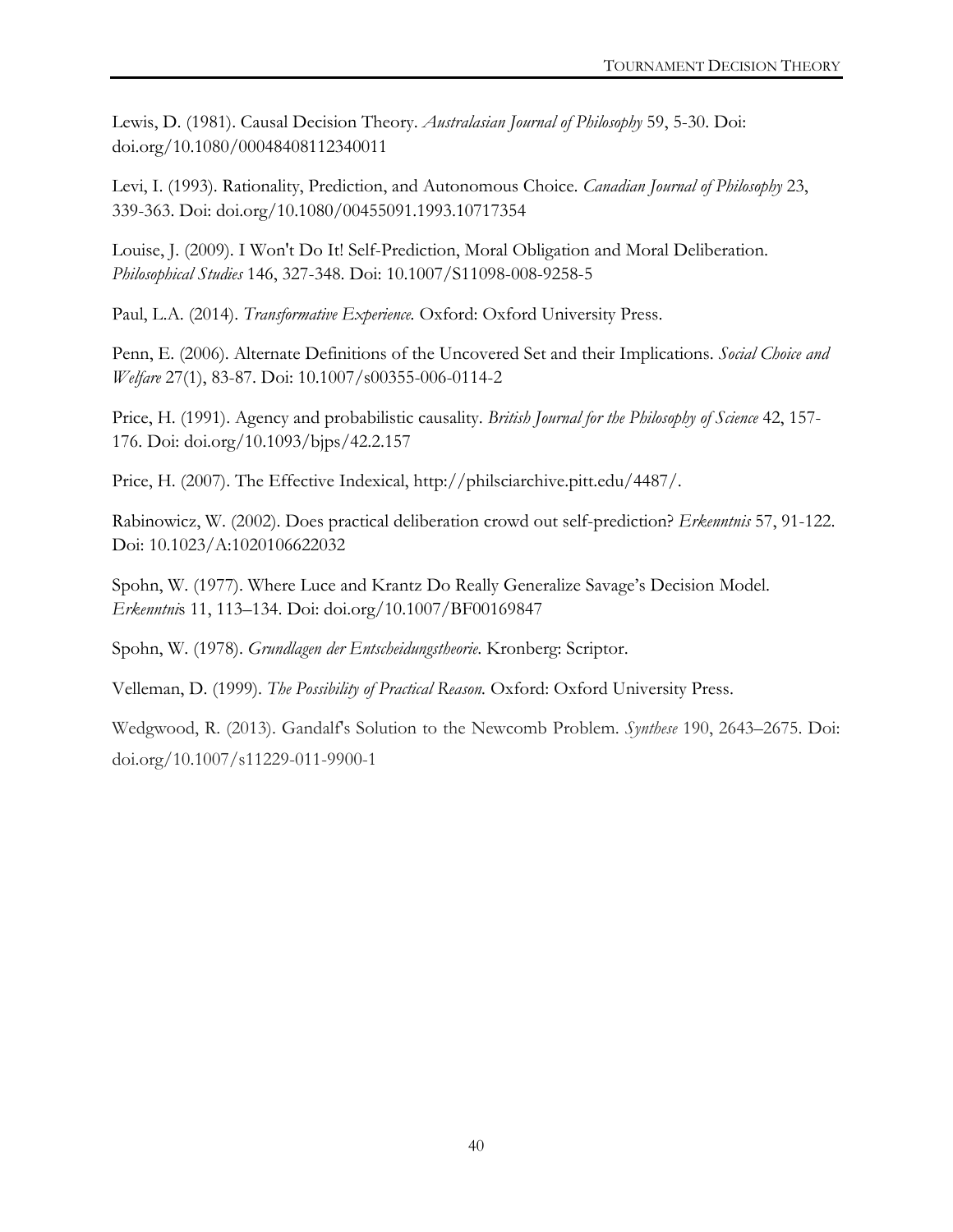Lewis, D. (1981). Causal Decision Theory. *Australasian Journal of Philosophy* 59, 5-30. Doi: doi.org/10.1080/00048408112340011

Levi, I. (1993). Rationality, Prediction, and Autonomous Choice. *Canadian Journal of Philosophy* 23, 339-363. Doi: doi.org/10.1080/00455091.1993.10717354

Louise, J. (2009). I Won't Do It! Self-Prediction, Moral Obligation and Moral Deliberation. *Philosophical Studies* 146, 327-348. Doi: 10.1007/S11098-008-9258-5

Paul, L.A. (2014). *Transformative Experience.* Oxford: Oxford University Press.

Penn, E. (2006). Alternate Definitions of the Uncovered Set and their Implications. *Social Choice and Welfare* 27(1), 83-87. Doi: 10.1007/s00355-006-0114-2

Price, H. (1991). Agency and probabilistic causality. *British Journal for the Philosophy of Science* 42, 157-176. Doi: doi.org/10.1093/bjps/42.2.157

Price, H. (2007). The Effective Indexical, http://philsciarchive.pitt.edu/4487/.

Rabinowicz, W. (2002). Does practical deliberation crowd out self-prediction? *Erkenntnis* 57, 91-122. Doi: 10.1023/A:1020106622032

Spohn, W. (1977). Where Luce and Krantz Do Really Generalize Savage's Decision Model. *Erkenntnis* 11, 113–134. Doi: doi.org/10.1007/BF00169847

Spohn, W. (1978). *Grundlagen der Entscheidungstheorie.* Kronberg: Scriptor.

Velleman, D. (1999). *The Possibility of Practical Reason.* Oxford: Oxford University Press.

Wedgwood, R. (2013). Gandalf's Solution to the Newcomb Problem. *Synthese* 190, 2643–2675. Doi: doi.org/10.1007/s11229-011-9900-1